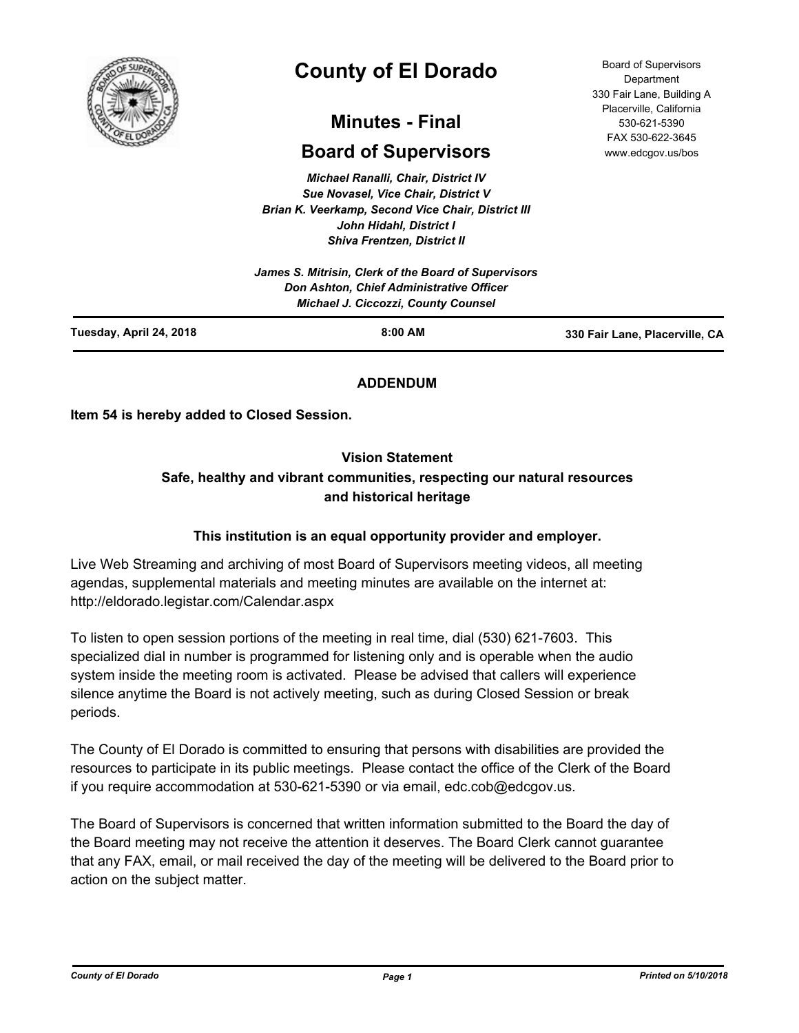# County of El Dorado

## Minutes - Final

## Board of Supervisors

Board of Supervisors Department
330 Fair Lane, Building A
Placerville, California
530-621-5390
FAX 530-622-3645
www.edcgov.us/bos

*Michael Ranalli, Chair, District IV*
*Sue Novasel, Vice Chair, District V*
*Brian K. Veerkamp, Second Vice Chair, District III*
*John Hidahl, District I*
*Shiva Frentzen, District II*

*James S. Mitrisin, Clerk of the Board of Supervisors*
*Don Ashton, Chief Administrative Officer*
*Michael J. Ciccozzi, County Counsel*

**Tuesday, April 24, 2018** | **8:00 AM** | **330 Fair Lane, Placerville, CA**

**ADDENDUM**

**Item 54 is hereby added to Closed Session.**

**Vision Statement**
**Safe, healthy and vibrant communities, respecting our natural resources and historical heritage**

**This institution is an equal opportunity provider and employer.**

Live Web Streaming and archiving of most Board of Supervisors meeting videos, all meeting agendas, supplemental materials and meeting minutes are available on the internet at: http://eldorado.legistar.com/Calendar.aspx

To listen to open session portions of the meeting in real time, dial (530) 621-7603. This specialized dial in number is programmed for listening only and is operable when the audio system inside the meeting room is activated. Please be advised that callers will experience silence anytime the Board is not actively meeting, such as during Closed Session or break periods.

The County of El Dorado is committed to ensuring that persons with disabilities are provided the resources to participate in its public meetings. Please contact the office of the Clerk of the Board if you require accommodation at 530-621-5390 or via email, edc.cob@edcgov.us.

The Board of Supervisors is concerned that written information submitted to the Board the day of the Board meeting may not receive the attention it deserves. The Board Clerk cannot guarantee that any FAX, email, or mail received the day of the meeting will be delivered to the Board prior to action on the subject matter.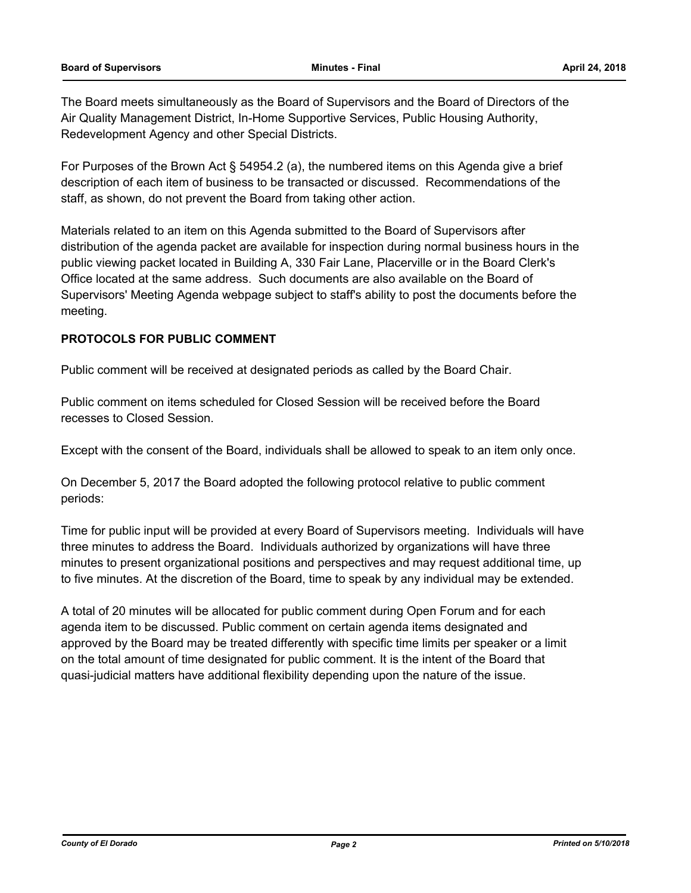The Board meets simultaneously as the Board of Supervisors and the Board of Directors of the Air Quality Management District, In-Home Supportive Services, Public Housing Authority, Redevelopment Agency and other Special Districts.

For Purposes of the Brown Act § 54954.2 (a), the numbered items on this Agenda give a brief description of each item of business to be transacted or discussed. Recommendations of the staff, as shown, do not prevent the Board from taking other action.

Materials related to an item on this Agenda submitted to the Board of Supervisors after distribution of the agenda packet are available for inspection during normal business hours in the public viewing packet located in Building A, 330 Fair Lane, Placerville or in the Board Clerk's Office located at the same address. Such documents are also available on the Board of Supervisors' Meeting Agenda webpage subject to staff's ability to post the documents before the meeting.

**PROTOCOLS FOR PUBLIC COMMENT**

Public comment will be received at designated periods as called by the Board Chair.

Public comment on items scheduled for Closed Session will be received before the Board recesses to Closed Session.

Except with the consent of the Board, individuals shall be allowed to speak to an item only once.

On December 5, 2017 the Board adopted the following protocol relative to public comment periods:

Time for public input will be provided at every Board of Supervisors meeting. Individuals will have three minutes to address the Board. Individuals authorized by organizations will have three minutes to present organizational positions and perspectives and may request additional time, up to five minutes. At the discretion of the Board, time to speak by any individual may be extended.

A total of 20 minutes will be allocated for public comment during Open Forum and for each agenda item to be discussed. Public comment on certain agenda items designated and approved by the Board may be treated differently with specific time limits per speaker or a limit on the total amount of time designated for public comment. It is the intent of the Board that quasi-judicial matters have additional flexibility depending upon the nature of the issue.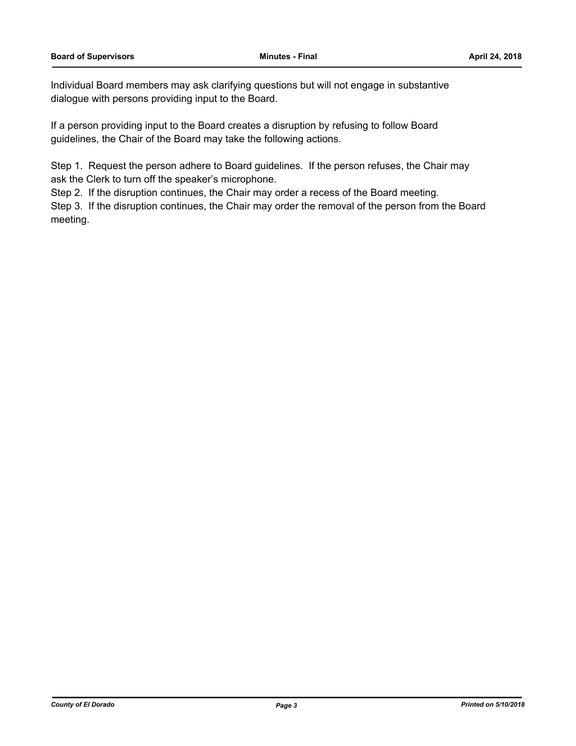Individual Board members may ask clarifying questions but will not engage in substantive dialogue with persons providing input to the Board.

If a person providing input to the Board creates a disruption by refusing to follow Board guidelines, the Chair of the Board may take the following actions.

Step 1. Request the person adhere to Board guidelines. If the person refuses, the Chair may ask the Clerk to turn off the speaker's microphone.
Step 2. If the disruption continues, the Chair may order a recess of the Board meeting.
Step 3. If the disruption continues, the Chair may order the removal of the person from the Board meeting.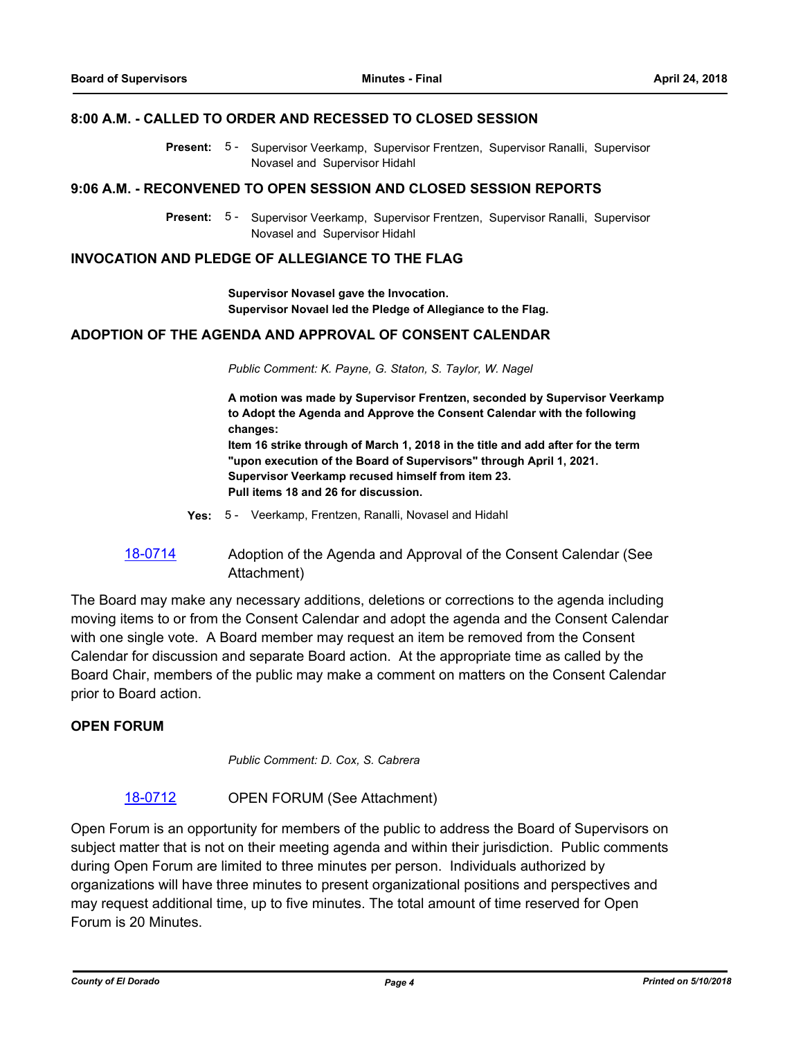## 8:00 A.M. - CALLED TO ORDER AND RECESSED TO CLOSED SESSION

**Present:** 5 - Supervisor Veerkamp, Supervisor Frentzen, Supervisor Ranalli, Supervisor Novasel and Supervisor Hidahl

## 9:06 A.M. - RECONVENED TO OPEN SESSION AND CLOSED SESSION REPORTS

**Present:** 5 - Supervisor Veerkamp, Supervisor Frentzen, Supervisor Ranalli, Supervisor Novasel and Supervisor Hidahl

## INVOCATION AND PLEDGE OF ALLEGIANCE TO THE FLAG

**Supervisor Novasel gave the Invocation.**
**Supervisor Novael led the Pledge of Allegiance to the Flag.**

## ADOPTION OF THE AGENDA AND APPROVAL OF CONSENT CALENDAR

*Public Comment: K. Payne, G. Staton, S. Taylor, W. Nagel*

**A motion was made by Supervisor Frentzen, seconded by Supervisor Veerkamp to Adopt the Agenda and Approve the Consent Calendar with the following changes:**
**Item 16 strike through of March 1, 2018 in the title and add after for the term "upon execution of the Board of Supervisors" through April 1, 2021.**
**Supervisor Veerkamp recused himself from item 23.**
**Pull items 18 and 26 for discussion.**

**Yes:** 5 - Veerkamp, Frentzen, Ranalli, Novasel and Hidahl

18-0714 Adoption of the Agenda and Approval of the Consent Calendar (See Attachment)

The Board may make any necessary additions, deletions or corrections to the agenda including moving items to or from the Consent Calendar and adopt the agenda and the Consent Calendar with one single vote. A Board member may request an item be removed from the Consent Calendar for discussion and separate Board action. At the appropriate time as called by the Board Chair, members of the public may make a comment on matters on the Consent Calendar prior to Board action.

## OPEN FORUM

*Public Comment: D. Cox, S. Cabrera*

18-0712 OPEN FORUM (See Attachment)

Open Forum is an opportunity for members of the public to address the Board of Supervisors on subject matter that is not on their meeting agenda and within their jurisdiction. Public comments during Open Forum are limited to three minutes per person. Individuals authorized by organizations will have three minutes to present organizational positions and perspectives and may request additional time, up to five minutes. The total amount of time reserved for Open Forum is 20 Minutes.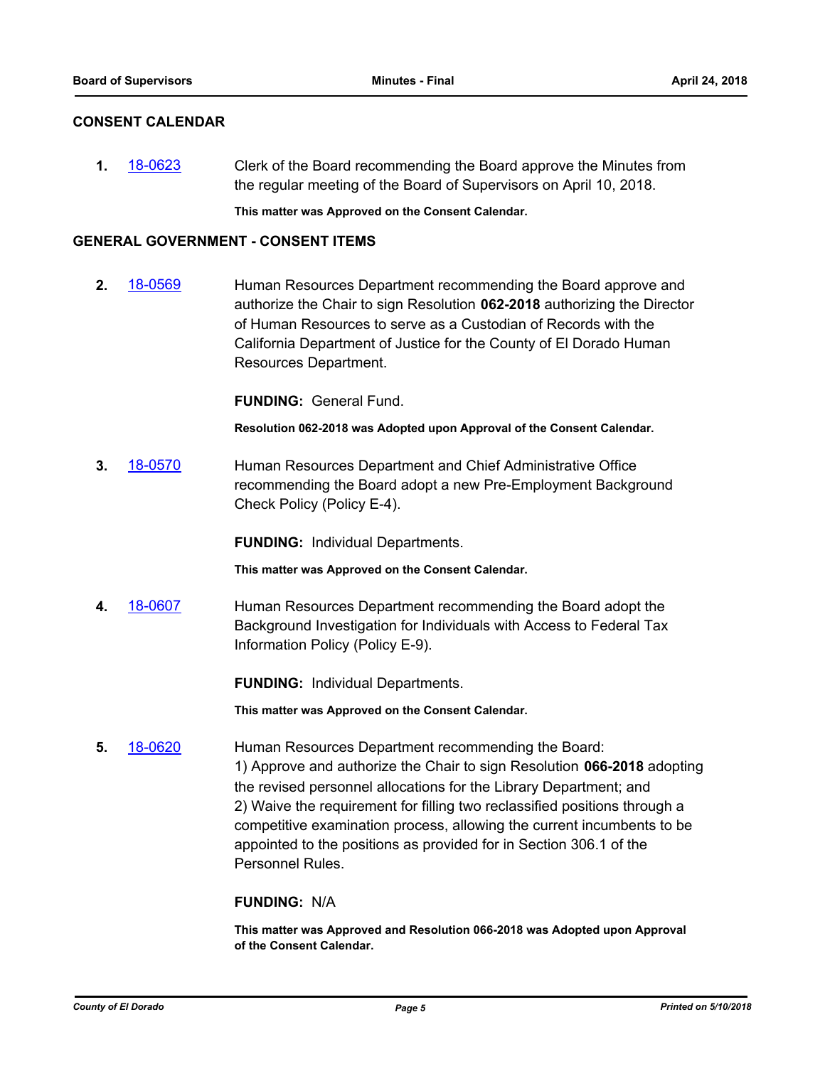## CONSENT CALENDAR

**1.** 18-0623 Clerk of the Board recommending the Board approve the Minutes from the regular meeting of the Board of Supervisors on April 10, 2018.

**This matter was Approved on the Consent Calendar.**

## GENERAL GOVERNMENT - CONSENT ITEMS

**2.** 18-0569 Human Resources Department recommending the Board approve and authorize the Chair to sign Resolution **062-2018** authorizing the Director of Human Resources to serve as a Custodian of Records with the California Department of Justice for the County of El Dorado Human Resources Department.

**FUNDING:** General Fund.

**Resolution 062-2018 was Adopted upon Approval of the Consent Calendar.**

**3.** 18-0570 Human Resources Department and Chief Administrative Office recommending the Board adopt a new Pre-Employment Background Check Policy (Policy E-4).

**FUNDING:** Individual Departments.

**This matter was Approved on the Consent Calendar.**

**4.** 18-0607 Human Resources Department recommending the Board adopt the Background Investigation for Individuals with Access to Federal Tax Information Policy (Policy E-9).

**FUNDING:** Individual Departments.

**This matter was Approved on the Consent Calendar.**

**5.** 18-0620 Human Resources Department recommending the Board:
1) Approve and authorize the Chair to sign Resolution **066-2018** adopting the revised personnel allocations for the Library Department; and
2) Waive the requirement for filling two reclassified positions through a competitive examination process, allowing the current incumbents to be appointed to the positions as provided for in Section 306.1 of the Personnel Rules.

**FUNDING:** N/A

**This matter was Approved and Resolution 066-2018 was Adopted upon Approval of the Consent Calendar.**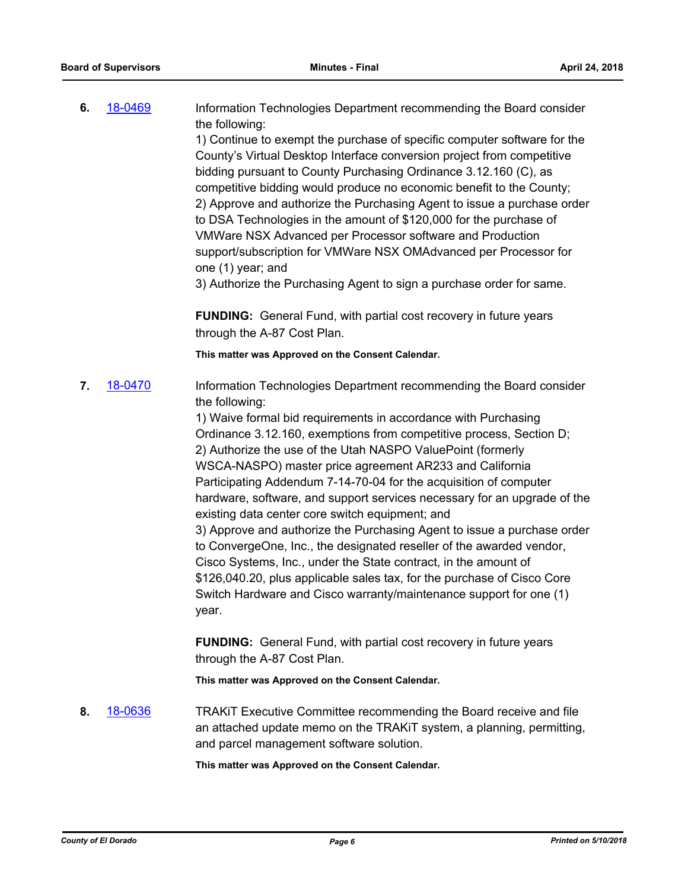**6.** 18-0469 Information Technologies Department recommending the Board consider the following:

1) Continue to exempt the purchase of specific computer software for the County's Virtual Desktop Interface conversion project from competitive bidding pursuant to County Purchasing Ordinance 3.12.160 (C), as competitive bidding would produce no economic benefit to the County;
2) Approve and authorize the Purchasing Agent to issue a purchase order to DSA Technologies in the amount of $120,000 for the purchase of VMWare NSX Advanced per Processor software and Production support/subscription for VMWare NSX OMAdvanced per Processor for one (1) year; and
3) Authorize the Purchasing Agent to sign a purchase order for same.

**FUNDING:** General Fund, with partial cost recovery in future years through the A-87 Cost Plan.

**This matter was Approved on the Consent Calendar.**

**7.** 18-0470 Information Technologies Department recommending the Board consider the following:

1) Waive formal bid requirements in accordance with Purchasing Ordinance 3.12.160, exemptions from competitive process, Section D;
2) Authorize the use of the Utah NASPO ValuePoint (formerly WSCA-NASPO) master price agreement AR233 and California Participating Addendum 7-14-70-04 for the acquisition of computer hardware, software, and support services necessary for an upgrade of the existing data center core switch equipment; and
3) Approve and authorize the Purchasing Agent to issue a purchase order to ConvergeOne, Inc., the designated reseller of the awarded vendor, Cisco Systems, Inc., under the State contract, in the amount of $126,040.20, plus applicable sales tax, for the purchase of Cisco Core Switch Hardware and Cisco warranty/maintenance support for one (1) year.

**FUNDING:** General Fund, with partial cost recovery in future years through the A-87 Cost Plan.

**This matter was Approved on the Consent Calendar.**

**8.** 18-0636 TRAKiT Executive Committee recommending the Board receive and file an attached update memo on the TRAKiT system, a planning, permitting, and parcel management software solution.

**This matter was Approved on the Consent Calendar.**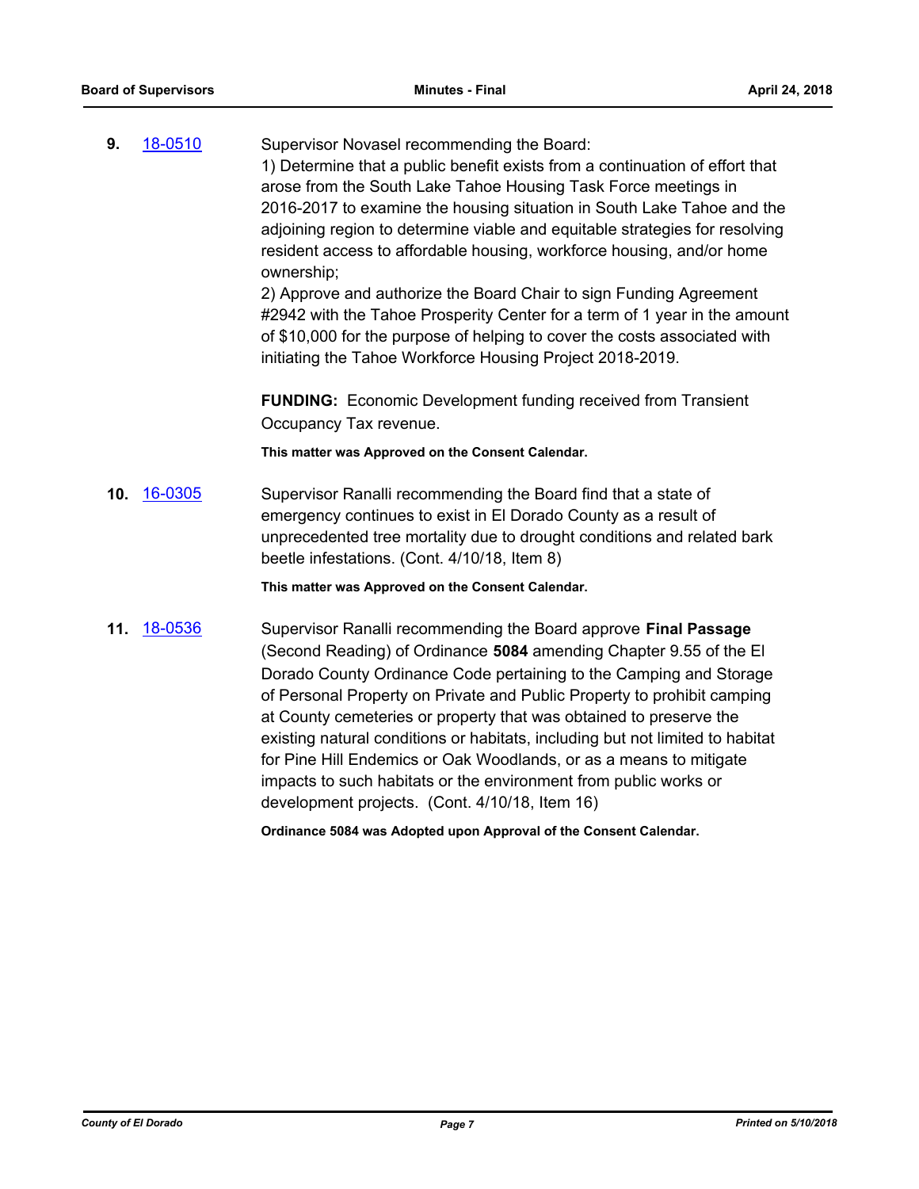**9.** 18-0510 Supervisor Novasel recommending the Board:

1) Determine that a public benefit exists from a continuation of effort that arose from the South Lake Tahoe Housing Task Force meetings in 2016-2017 to examine the housing situation in South Lake Tahoe and the adjoining region to determine viable and equitable strategies for resolving resident access to affordable housing, workforce housing, and/or home ownership;

2) Approve and authorize the Board Chair to sign Funding Agreement #2942 with the Tahoe Prosperity Center for a term of 1 year in the amount of $10,000 for the purpose of helping to cover the costs associated with initiating the Tahoe Workforce Housing Project 2018-2019.

**FUNDING:** Economic Development funding received from Transient Occupancy Tax revenue.

**This matter was Approved on the Consent Calendar.**

**10.** 16-0305 Supervisor Ranalli recommending the Board find that a state of emergency continues to exist in El Dorado County as a result of unprecedented tree mortality due to drought conditions and related bark beetle infestations. (Cont. 4/10/18, Item 8)

**This matter was Approved on the Consent Calendar.**

**11.** 18-0536 Supervisor Ranalli recommending the Board approve **Final Passage** (Second Reading) of Ordinance **5084** amending Chapter 9.55 of the El Dorado County Ordinance Code pertaining to the Camping and Storage of Personal Property on Private and Public Property to prohibit camping at County cemeteries or property that was obtained to preserve the existing natural conditions or habitats, including but not limited to habitat for Pine Hill Endemics or Oak Woodlands, or as a means to mitigate impacts to such habitats or the environment from public works or development projects. (Cont. 4/10/18, Item 16)

**Ordinance 5084 was Adopted upon Approval of the Consent Calendar.**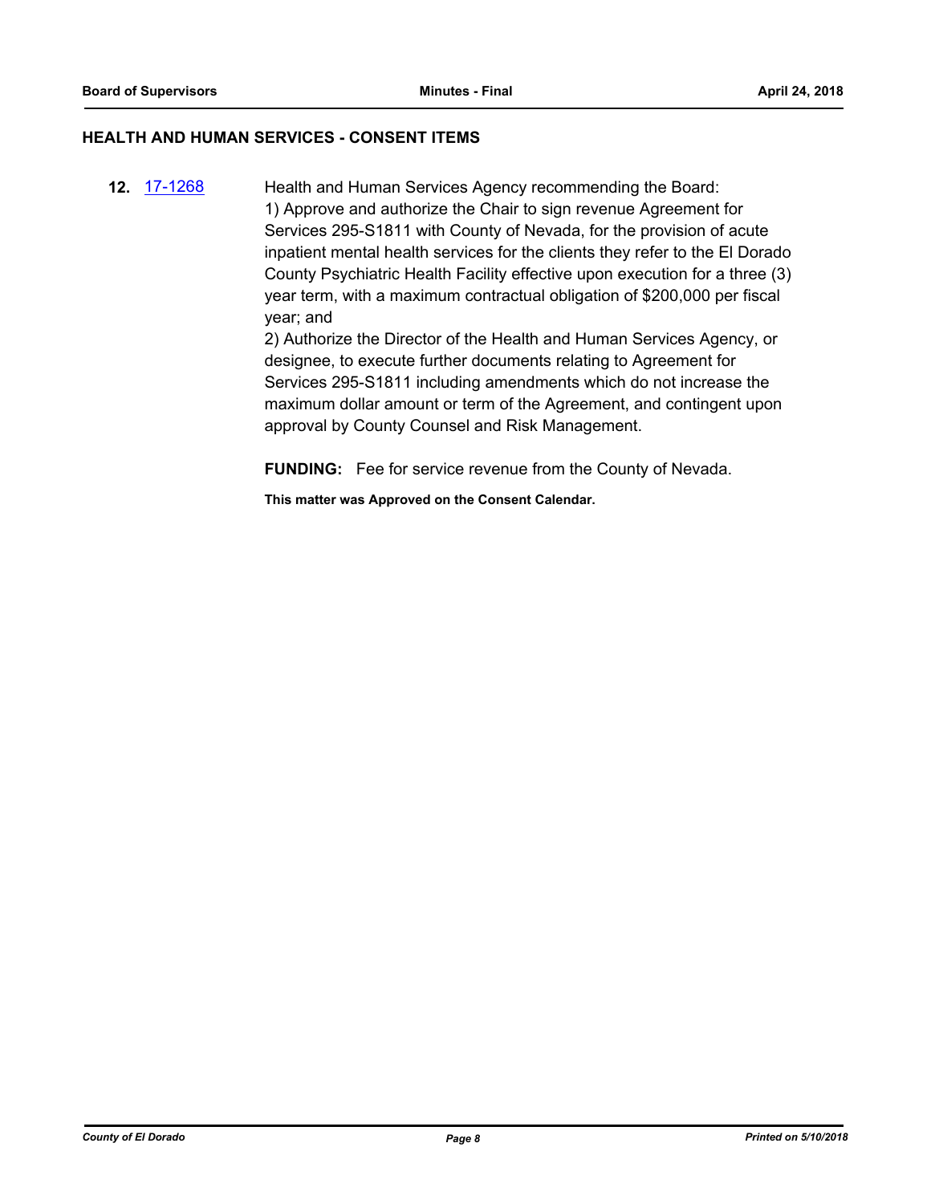## HEALTH AND HUMAN SERVICES - CONSENT ITEMS

**12.** [17-1268](17-1268) Health and Human Services Agency recommending the Board:

1) Approve and authorize the Chair to sign revenue Agreement for Services 295-S1811 with County of Nevada, for the provision of acute inpatient mental health services for the clients they refer to the El Dorado County Psychiatric Health Facility effective upon execution for a three (3) year term, with a maximum contractual obligation of $200,000 per fiscal year; and

2) Authorize the Director of the Health and Human Services Agency, or designee, to execute further documents relating to Agreement for Services 295-S1811 including amendments which do not increase the maximum dollar amount or term of the Agreement, and contingent upon approval by County Counsel and Risk Management.

**FUNDING:** Fee for service revenue from the County of Nevada.

**This matter was Approved on the Consent Calendar.**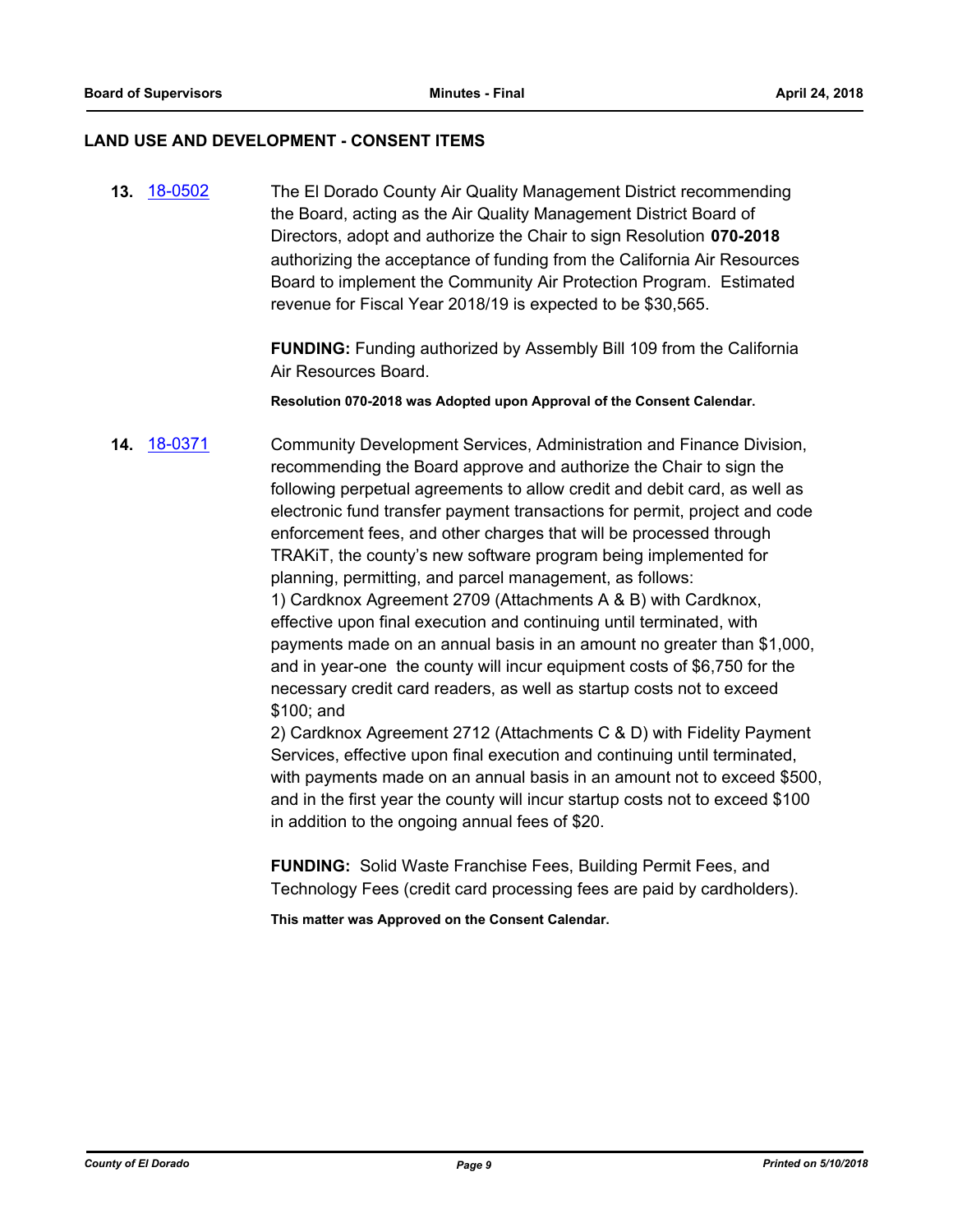## LAND USE AND DEVELOPMENT - CONSENT ITEMS

**13.** 18-0502 The El Dorado County Air Quality Management District recommending the Board, acting as the Air Quality Management District Board of Directors, adopt and authorize the Chair to sign Resolution **070-2018** authorizing the acceptance of funding from the California Air Resources Board to implement the Community Air Protection Program. Estimated revenue for Fiscal Year 2018/19 is expected to be $30,565.

**FUNDING:** Funding authorized by Assembly Bill 109 from the California Air Resources Board.

**Resolution 070-2018 was Adopted upon Approval of the Consent Calendar.**

**14.** 18-0371 Community Development Services, Administration and Finance Division, recommending the Board approve and authorize the Chair to sign the following perpetual agreements to allow credit and debit card, as well as electronic fund transfer payment transactions for permit, project and code enforcement fees, and other charges that will be processed through TRAKiT, the county's new software program being implemented for planning, permitting, and parcel management, as follows:
1) Cardknox Agreement 2709 (Attachments A & B) with Cardknox, effective upon final execution and continuing until terminated, with payments made on an annual basis in an amount no greater than $1,000, and in year-one the county will incur equipment costs of $6,750 for the necessary credit card readers, as well as startup costs not to exceed $100; and
2) Cardknox Agreement 2712 (Attachments C & D) with Fidelity Payment Services, effective upon final execution and continuing until terminated, with payments made on an annual basis in an amount not to exceed $500, and in the first year the county will incur startup costs not to exceed $100 in addition to the ongoing annual fees of $20.

**FUNDING:** Solid Waste Franchise Fees, Building Permit Fees, and Technology Fees (credit card processing fees are paid by cardholders).

**This matter was Approved on the Consent Calendar.**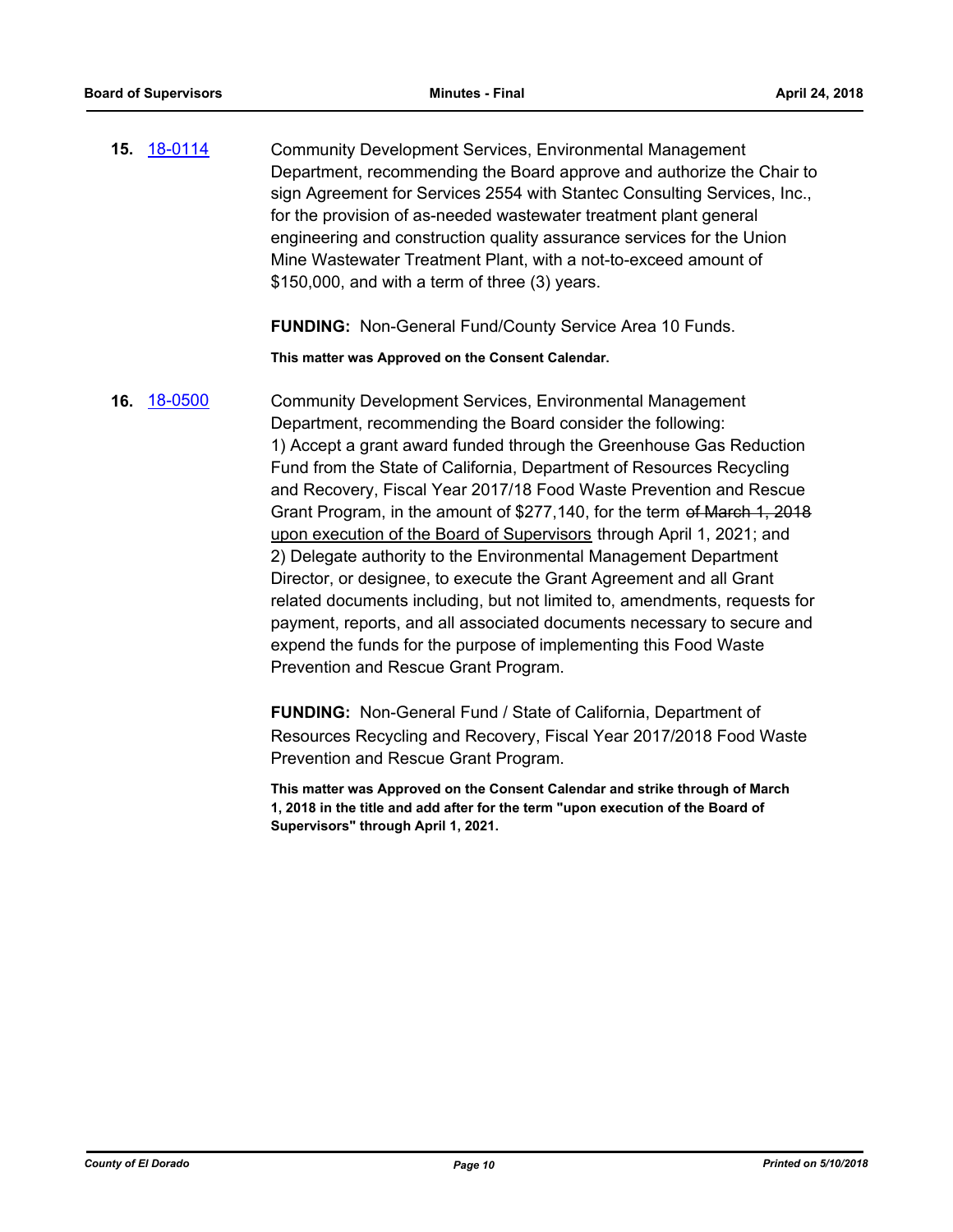**15.** 18-0114 Community Development Services, Environmental Management Department, recommending the Board approve and authorize the Chair to sign Agreement for Services 2554 with Stantec Consulting Services, Inc., for the provision of as-needed wastewater treatment plant general engineering and construction quality assurance services for the Union Mine Wastewater Treatment Plant, with a not-to-exceed amount of $150,000, and with a term of three (3) years.

**FUNDING:** Non-General Fund/County Service Area 10 Funds.

**This matter was Approved on the Consent Calendar.**

**16.** 18-0500 Community Development Services, Environmental Management Department, recommending the Board consider the following:
1) Accept a grant award funded through the Greenhouse Gas Reduction Fund from the State of California, Department of Resources Recycling and Recovery, Fiscal Year 2017/18 Food Waste Prevention and Rescue Grant Program, in the amount of $277,140, for the term ~~of March 1, 2018~~ <u>upon execution of the Board of Supervisors</u> through April 1, 2021; and
2) Delegate authority to the Environmental Management Department Director, or designee, to execute the Grant Agreement and all Grant related documents including, but not limited to, amendments, requests for payment, reports, and all associated documents necessary to secure and expend the funds for the purpose of implementing this Food Waste Prevention and Rescue Grant Program.

**FUNDING:** Non-General Fund / State of California, Department of Resources Recycling and Recovery, Fiscal Year 2017/2018 Food Waste Prevention and Rescue Grant Program.

**This matter was Approved on the Consent Calendar and strike through of March 1, 2018 in the title and add after for the term "upon execution of the Board of Supervisors" through April 1, 2021.**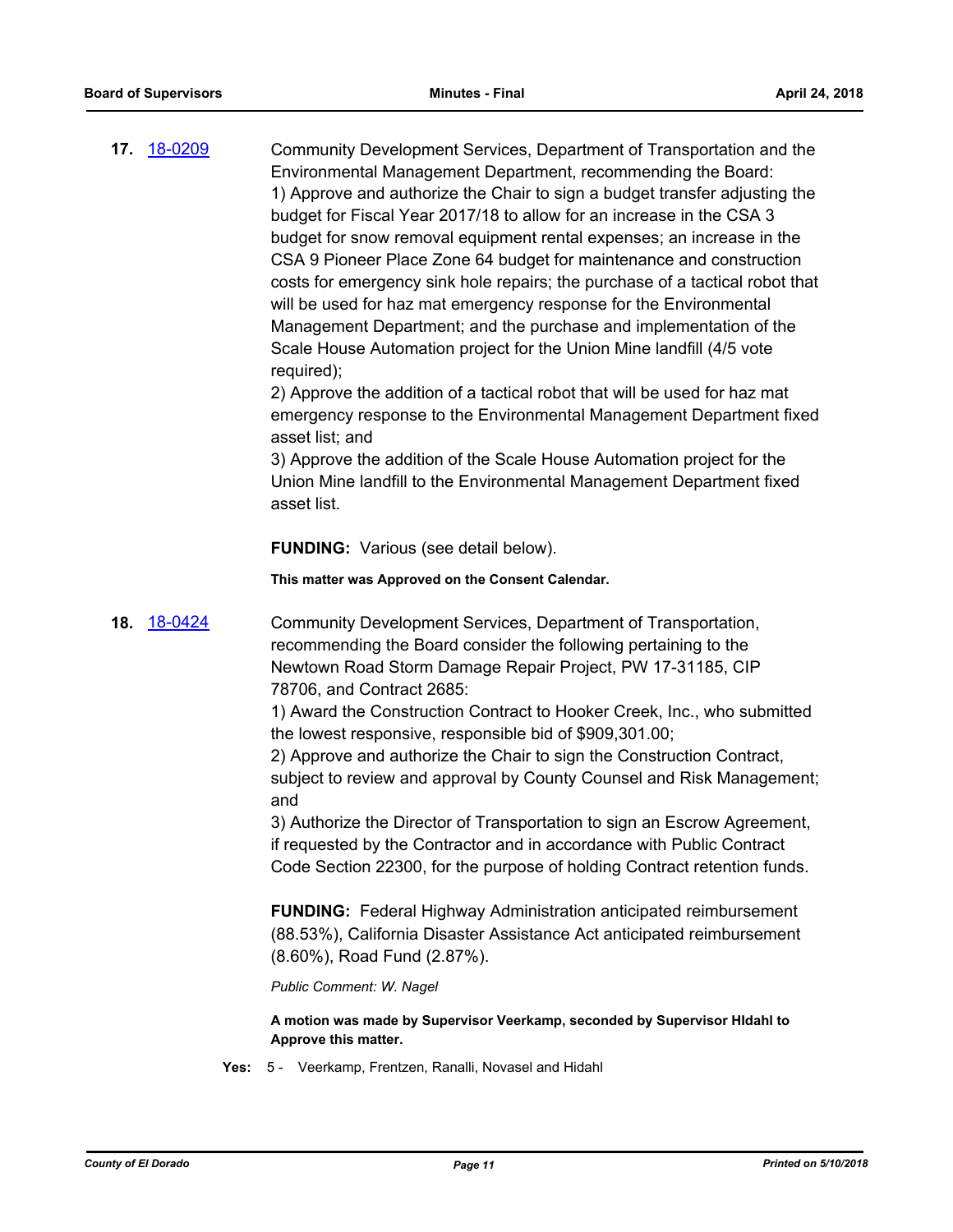**17.** 18-0209

Community Development Services, Department of Transportation and the Environmental Management Department, recommending the Board:
1) Approve and authorize the Chair to sign a budget transfer adjusting the budget for Fiscal Year 2017/18 to allow for an increase in the CSA 3 budget for snow removal equipment rental expenses; an increase in the CSA 9 Pioneer Place Zone 64 budget for maintenance and construction costs for emergency sink hole repairs; the purchase of a tactical robot that will be used for haz mat emergency response for the Environmental Management Department; and the purchase and implementation of the Scale House Automation project for the Union Mine landfill (4/5 vote required);
2) Approve the addition of a tactical robot that will be used for haz mat emergency response to the Environmental Management Department fixed asset list; and
3) Approve the addition of the Scale House Automation project for the Union Mine landfill to the Environmental Management Department fixed asset list.

**FUNDING:** Various (see detail below).

**This matter was Approved on the Consent Calendar.**

**18.** 18-0424

Community Development Services, Department of Transportation, recommending the Board consider the following pertaining to the Newtown Road Storm Damage Repair Project, PW 17-31185, CIP 78706, and Contract 2685:
1) Award the Construction Contract to Hooker Creek, Inc., who submitted the lowest responsive, responsible bid of $909,301.00;
2) Approve and authorize the Chair to sign the Construction Contract, subject to review and approval by County Counsel and Risk Management; and
3) Authorize the Director of Transportation to sign an Escrow Agreement, if requested by the Contractor and in accordance with Public Contract Code Section 22300, for the purpose of holding Contract retention funds.

**FUNDING:** Federal Highway Administration anticipated reimbursement (88.53%), California Disaster Assistance Act anticipated reimbursement (8.60%), Road Fund (2.87%).

*Public Comment: W. Nagel*

**A motion was made by Supervisor Veerkamp, seconded by Supervisor HIdahl to Approve this matter.**

**Yes:** 5 - Veerkamp, Frentzen, Ranalli, Novasel and Hidahl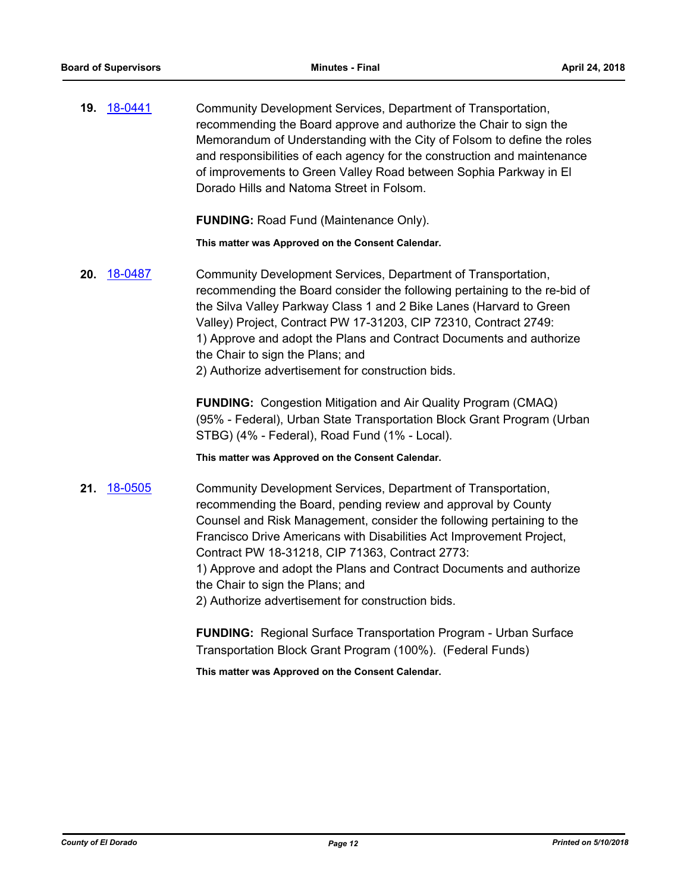**19.** 18-0441

Community Development Services, Department of Transportation, recommending the Board approve and authorize the Chair to sign the Memorandum of Understanding with the City of Folsom to define the roles and responsibilities of each agency for the construction and maintenance of improvements to Green Valley Road between Sophia Parkway in El Dorado Hills and Natoma Street in Folsom.

**FUNDING:** Road Fund (Maintenance Only).

**This matter was Approved on the Consent Calendar.**

**20.** 18-0487

Community Development Services, Department of Transportation, recommending the Board consider the following pertaining to the re-bid of the Silva Valley Parkway Class 1 and 2 Bike Lanes (Harvard to Green Valley) Project, Contract PW 17-31203, CIP 72310, Contract 2749:
1) Approve and adopt the Plans and Contract Documents and authorize the Chair to sign the Plans; and
2) Authorize advertisement for construction bids.

**FUNDING:** Congestion Mitigation and Air Quality Program (CMAQ) (95% - Federal), Urban State Transportation Block Grant Program (Urban STBG) (4% - Federal), Road Fund (1% - Local).

**This matter was Approved on the Consent Calendar.**

**21.** 18-0505

Community Development Services, Department of Transportation, recommending the Board, pending review and approval by County Counsel and Risk Management, consider the following pertaining to the Francisco Drive Americans with Disabilities Act Improvement Project, Contract PW 18-31218, CIP 71363, Contract 2773:
1) Approve and adopt the Plans and Contract Documents and authorize the Chair to sign the Plans; and
2) Authorize advertisement for construction bids.

**FUNDING:** Regional Surface Transportation Program - Urban Surface Transportation Block Grant Program (100%). (Federal Funds)

**This matter was Approved on the Consent Calendar.**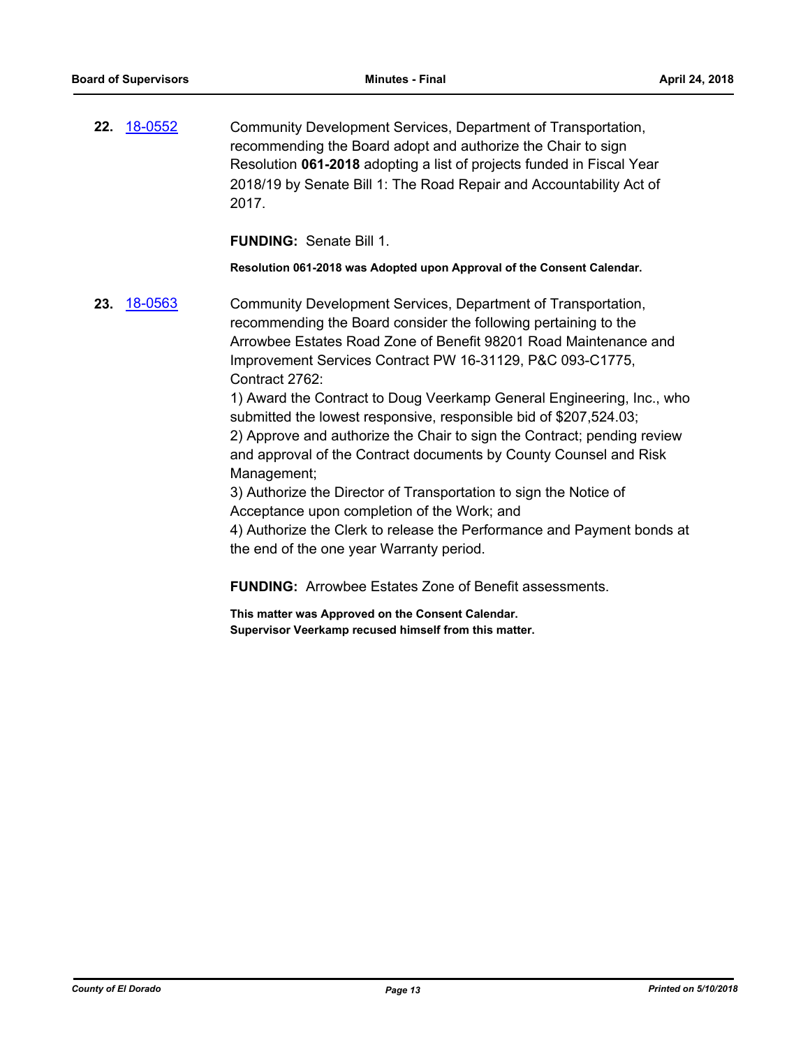**22.** [18-0552](#)

Community Development Services, Department of Transportation, recommending the Board adopt and authorize the Chair to sign Resolution **061-2018** adopting a list of projects funded in Fiscal Year 2018/19 by Senate Bill 1: The Road Repair and Accountability Act of 2017.

**FUNDING:** Senate Bill 1.

**Resolution 061-2018 was Adopted upon Approval of the Consent Calendar.**

**23.** [18-0563](#)

Community Development Services, Department of Transportation, recommending the Board consider the following pertaining to the Arrowbee Estates Road Zone of Benefit 98201 Road Maintenance and Improvement Services Contract PW 16-31129, P&C 093-C1775, Contract 2762:

1) Award the Contract to Doug Veerkamp General Engineering, Inc., who submitted the lowest responsive, responsible bid of $207,524.03;
2) Approve and authorize the Chair to sign the Contract; pending review and approval of the Contract documents by County Counsel and Risk Management;
3) Authorize the Director of Transportation to sign the Notice of Acceptance upon completion of the Work; and
4) Authorize the Clerk to release the Performance and Payment bonds at the end of the one year Warranty period.

**FUNDING:** Arrowbee Estates Zone of Benefit assessments.

**This matter was Approved on the Consent Calendar.**
**Supervisor Veerkamp recused himself from this matter.**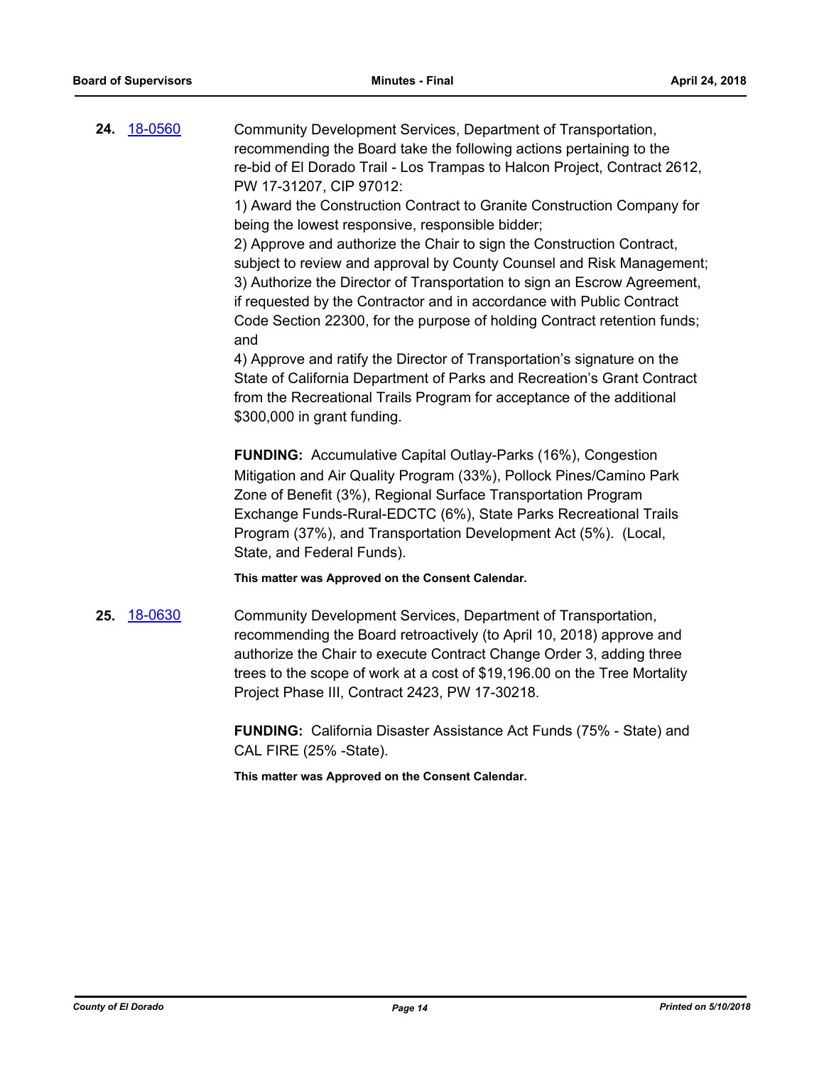**24.** 18-0560

Community Development Services, Department of Transportation, recommending the Board take the following actions pertaining to the re-bid of El Dorado Trail - Los Trampas to Halcon Project, Contract 2612, PW 17-31207, CIP 97012:

1) Award the Construction Contract to Granite Construction Company for being the lowest responsive, responsible bidder;

2) Approve and authorize the Chair to sign the Construction Contract, subject to review and approval by County Counsel and Risk Management;

3) Authorize the Director of Transportation to sign an Escrow Agreement, if requested by the Contractor and in accordance with Public Contract Code Section 22300, for the purpose of holding Contract retention funds; and

4) Approve and ratify the Director of Transportation's signature on the State of California Department of Parks and Recreation's Grant Contract from the Recreational Trails Program for acceptance of the additional $300,000 in grant funding.

**FUNDING:** Accumulative Capital Outlay-Parks (16%), Congestion Mitigation and Air Quality Program (33%), Pollock Pines/Camino Park Zone of Benefit (3%), Regional Surface Transportation Program Exchange Funds-Rural-EDCTC (6%), State Parks Recreational Trails Program (37%), and Transportation Development Act (5%). (Local, State, and Federal Funds).

**This matter was Approved on the Consent Calendar.**

**25.** 18-0630

Community Development Services, Department of Transportation, recommending the Board retroactively (to April 10, 2018) approve and authorize the Chair to execute Contract Change Order 3, adding three trees to the scope of work at a cost of $19,196.00 on the Tree Mortality Project Phase III, Contract 2423, PW 17-30218.

**FUNDING:** California Disaster Assistance Act Funds (75% - State) and CAL FIRE (25% -State).

**This matter was Approved on the Consent Calendar.**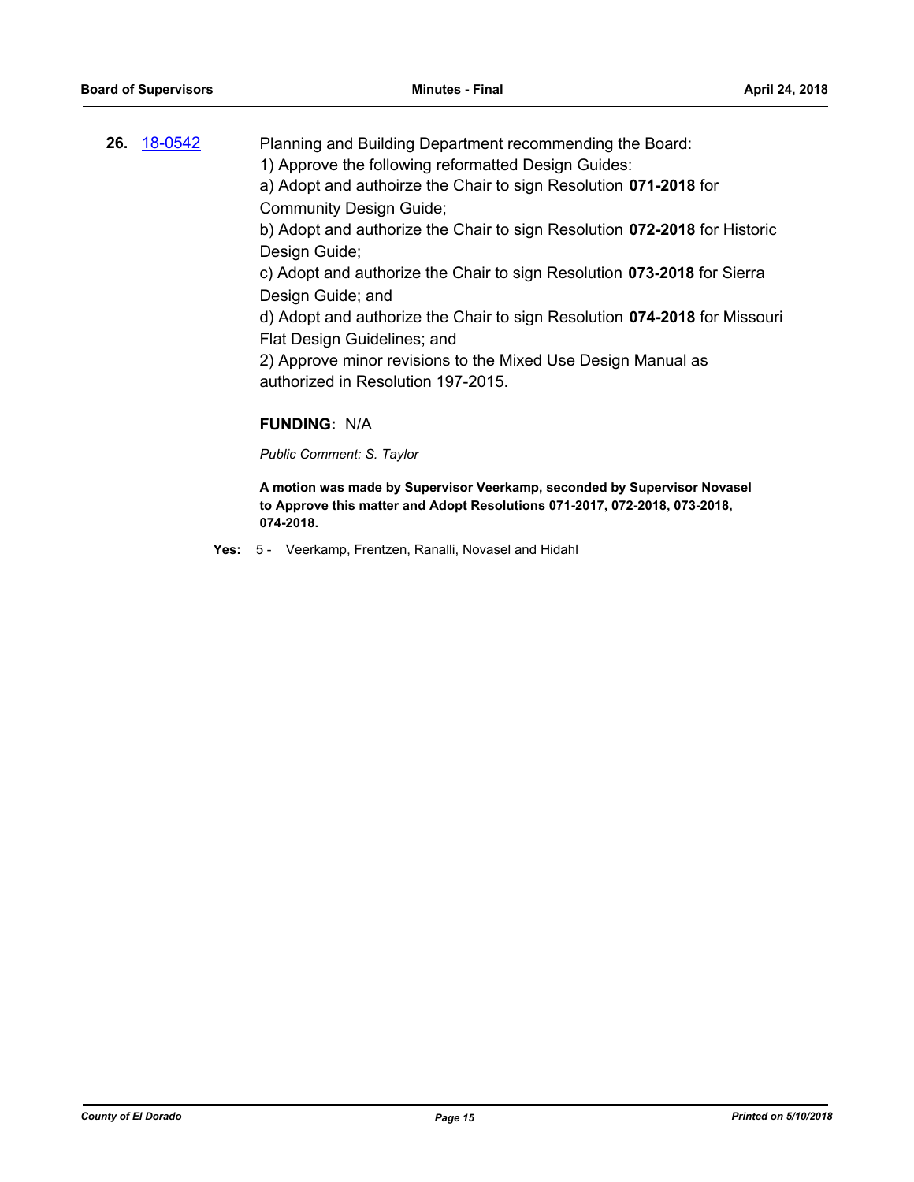**26.** [18-0542]

Planning and Building Department recommending the Board:
1) Approve the following reformatted Design Guides:
a) Adopt and authoirze the Chair to sign Resolution **071-2018** for Community Design Guide;
b) Adopt and authorize the Chair to sign Resolution **072-2018** for Historic Design Guide;
c) Adopt and authorize the Chair to sign Resolution **073-2018** for Sierra Design Guide; and
d) Adopt and authorize the Chair to sign Resolution **074-2018** for Missouri Flat Design Guidelines; and
2) Approve minor revisions to the Mixed Use Design Manual as authorized in Resolution 197-2015.

**FUNDING:** N/A

*Public Comment: S. Taylor*

**A motion was made by Supervisor Veerkamp, seconded by Supervisor Novasel to Approve this matter and Adopt Resolutions 071-2017, 072-2018, 073-2018, 074-2018.**

**Yes:** 5 - Veerkamp, Frentzen, Ranalli, Novasel and Hidahl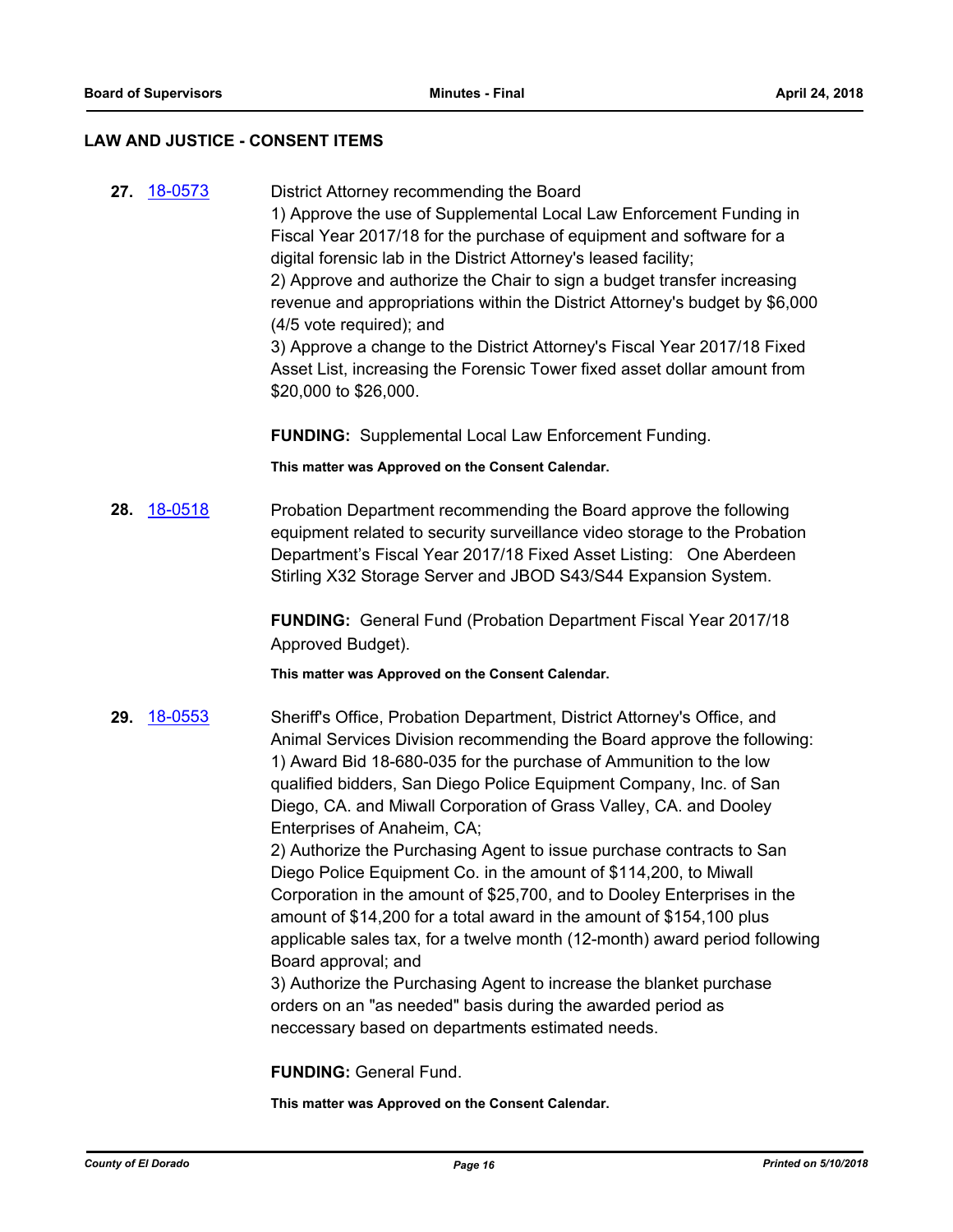## LAW AND JUSTICE - CONSENT ITEMS

**27.** 18-0573

District Attorney recommending the Board
1) Approve the use of Supplemental Local Law Enforcement Funding in Fiscal Year 2017/18 for the purchase of equipment and software for a digital forensic lab in the District Attorney's leased facility;
2) Approve and authorize the Chair to sign a budget transfer increasing revenue and appropriations within the District Attorney's budget by $6,000 (4/5 vote required); and
3) Approve a change to the District Attorney's Fiscal Year 2017/18 Fixed Asset List, increasing the Forensic Tower fixed asset dollar amount from $20,000 to $26,000.

**FUNDING:** Supplemental Local Law Enforcement Funding.

**This matter was Approved on the Consent Calendar.**

**28.** 18-0518

Probation Department recommending the Board approve the following equipment related to security surveillance video storage to the Probation Department's Fiscal Year 2017/18 Fixed Asset Listing: One Aberdeen Stirling X32 Storage Server and JBOD S43/S44 Expansion System.

**FUNDING:** General Fund (Probation Department Fiscal Year 2017/18 Approved Budget).

**This matter was Approved on the Consent Calendar.**

**29.** 18-0553

Sheriff's Office, Probation Department, District Attorney's Office, and Animal Services Division recommending the Board approve the following:
1) Award Bid 18-680-035 for the purchase of Ammunition to the low qualified bidders, San Diego Police Equipment Company, Inc. of San Diego, CA. and Miwall Corporation of Grass Valley, CA. and Dooley Enterprises of Anaheim, CA;
2) Authorize the Purchasing Agent to issue purchase contracts to San Diego Police Equipment Co. in the amount of $114,200, to Miwall Corporation in the amount of $25,700, and to Dooley Enterprises in the amount of $14,200 for a total award in the amount of $154,100 plus applicable sales tax, for a twelve month (12-month) award period following Board approval; and
3) Authorize the Purchasing Agent to increase the blanket purchase orders on an "as needed" basis during the awarded period as neccessary based on departments estimated needs.

**FUNDING:** General Fund.

**This matter was Approved on the Consent Calendar.**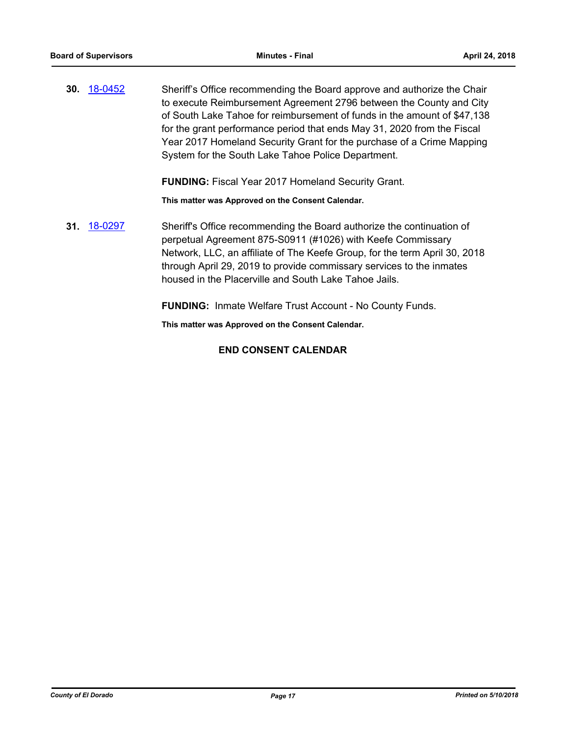**30.** 18-0452

Sheriff's Office recommending the Board approve and authorize the Chair to execute Reimbursement Agreement 2796 between the County and City of South Lake Tahoe for reimbursement of funds in the amount of $47,138 for the grant performance period that ends May 31, 2020 from the Fiscal Year 2017 Homeland Security Grant for the purchase of a Crime Mapping System for the South Lake Tahoe Police Department.

**FUNDING:** Fiscal Year 2017 Homeland Security Grant.

**This matter was Approved on the Consent Calendar.**

**31.** 18-0297

Sheriff's Office recommending the Board authorize the continuation of perpetual Agreement 875-S0911 (#1026) with Keefe Commissary Network, LLC, an affiliate of The Keefe Group, for the term April 30, 2018 through April 29, 2019 to provide commissary services to the inmates housed in the Placerville and South Lake Tahoe Jails.

**FUNDING:** Inmate Welfare Trust Account - No County Funds.

**This matter was Approved on the Consent Calendar.**

**END CONSENT CALENDAR**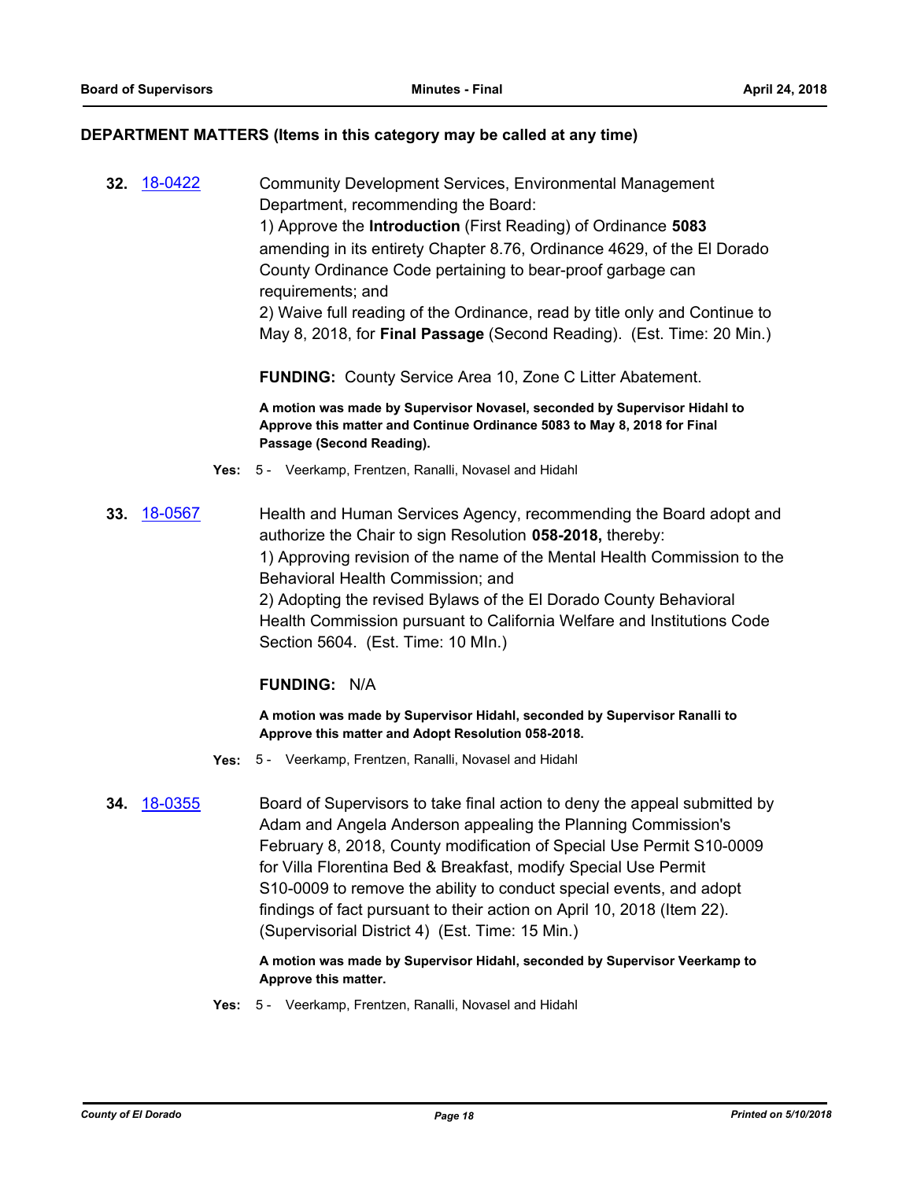## DEPARTMENT MATTERS (Items in this category may be called at any time)

**32.** 18-0422 Community Development Services, Environmental Management Department, recommending the Board:

1) Approve the **Introduction** (First Reading) of Ordinance **5083** amending in its entirety Chapter 8.76, Ordinance 4629, of the El Dorado County Ordinance Code pertaining to bear-proof garbage can requirements; and

2) Waive full reading of the Ordinance, read by title only and Continue to May 8, 2018, for **Final Passage** (Second Reading). (Est. Time: 20 Min.)

**FUNDING:** County Service Area 10, Zone C Litter Abatement.

**A motion was made by Supervisor Novasel, seconded by Supervisor Hidahl to Approve this matter and Continue Ordinance 5083 to May 8, 2018 for Final Passage (Second Reading).**

**Yes:** 5 - Veerkamp, Frentzen, Ranalli, Novasel and Hidahl

**33.** 18-0567 Health and Human Services Agency, recommending the Board adopt and authorize the Chair to sign Resolution **058-2018,** thereby:

1) Approving revision of the name of the Mental Health Commission to the Behavioral Health Commission; and

2) Adopting the revised Bylaws of the El Dorado County Behavioral Health Commission pursuant to California Welfare and Institutions Code Section 5604. (Est. Time: 10 MIn.)

**FUNDING:** N/A

**A motion was made by Supervisor Hidahl, seconded by Supervisor Ranalli to Approve this matter and Adopt Resolution 058-2018.**

**Yes:** 5 - Veerkamp, Frentzen, Ranalli, Novasel and Hidahl

**34.** 18-0355 Board of Supervisors to take final action to deny the appeal submitted by Adam and Angela Anderson appealing the Planning Commission's February 8, 2018, County modification of Special Use Permit S10-0009 for Villa Florentina Bed & Breakfast, modify Special Use Permit S10-0009 to remove the ability to conduct special events, and adopt findings of fact pursuant to their action on April 10, 2018 (Item 22). (Supervisorial District 4) (Est. Time: 15 Min.)

**A motion was made by Supervisor Hidahl, seconded by Supervisor Veerkamp to Approve this matter.**

**Yes:** 5 - Veerkamp, Frentzen, Ranalli, Novasel and Hidahl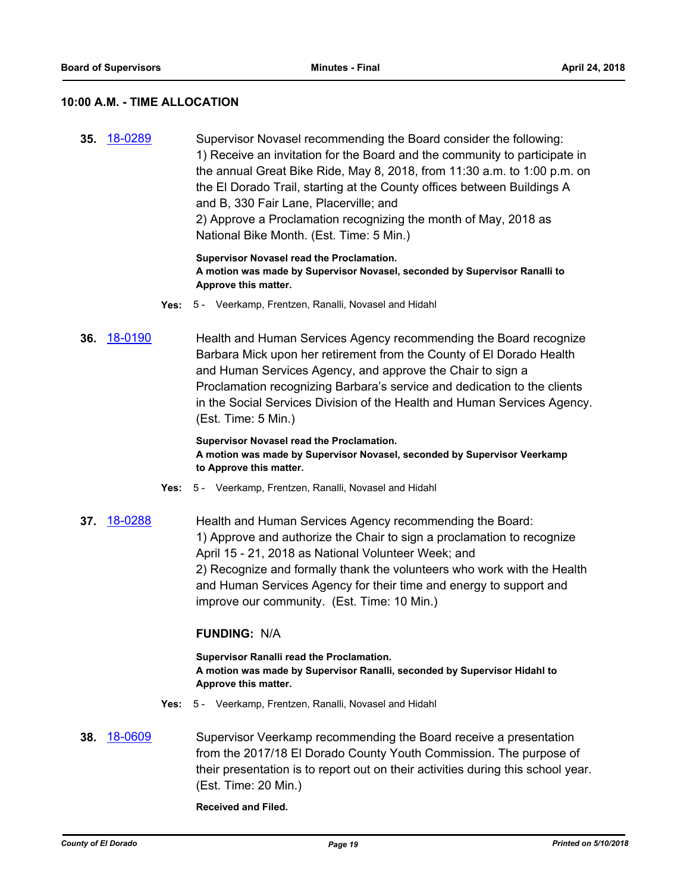## 10:00 A.M. - TIME ALLOCATION

**35.** 18-0289 Supervisor Novasel recommending the Board consider the following:
1) Receive an invitation for the Board and the community to participate in the annual Great Bike Ride, May 8, 2018, from 11:30 a.m. to 1:00 p.m. on the El Dorado Trail, starting at the County offices between Buildings A and B, 330 Fair Lane, Placerville; and
2) Approve a Proclamation recognizing the month of May, 2018 as National Bike Month. (Est. Time: 5 Min.)

**Supervisor Novasel read the Proclamation.**
**A motion was made by Supervisor Novasel, seconded by Supervisor Ranalli to Approve this matter.**

**Yes:** 5 - Veerkamp, Frentzen, Ranalli, Novasel and Hidahl

**36.** 18-0190 Health and Human Services Agency recommending the Board recognize Barbara Mick upon her retirement from the County of El Dorado Health and Human Services Agency, and approve the Chair to sign a Proclamation recognizing Barbara's service and dedication to the clients in the Social Services Division of the Health and Human Services Agency. (Est. Time: 5 Min.)

**Supervisor Novasel read the Proclamation.**
**A motion was made by Supervisor Novasel, seconded by Supervisor Veerkamp to Approve this matter.**

**Yes:** 5 - Veerkamp, Frentzen, Ranalli, Novasel and Hidahl

**37.** 18-0288 Health and Human Services Agency recommending the Board:
1) Approve and authorize the Chair to sign a proclamation to recognize April 15 - 21, 2018 as National Volunteer Week; and
2) Recognize and formally thank the volunteers who work with the Health and Human Services Agency for their time and energy to support and improve our community. (Est. Time: 10 Min.)

**FUNDING:** N/A

**Supervisor Ranalli read the Proclamation.**
**A motion was made by Supervisor Ranalli, seconded by Supervisor Hidahl to Approve this matter.**

**Yes:** 5 - Veerkamp, Frentzen, Ranalli, Novasel and Hidahl

**38.** 18-0609 Supervisor Veerkamp recommending the Board receive a presentation from the 2017/18 El Dorado County Youth Commission. The purpose of their presentation is to report out on their activities during this school year. (Est. Time: 20 Min.)

**Received and Filed.**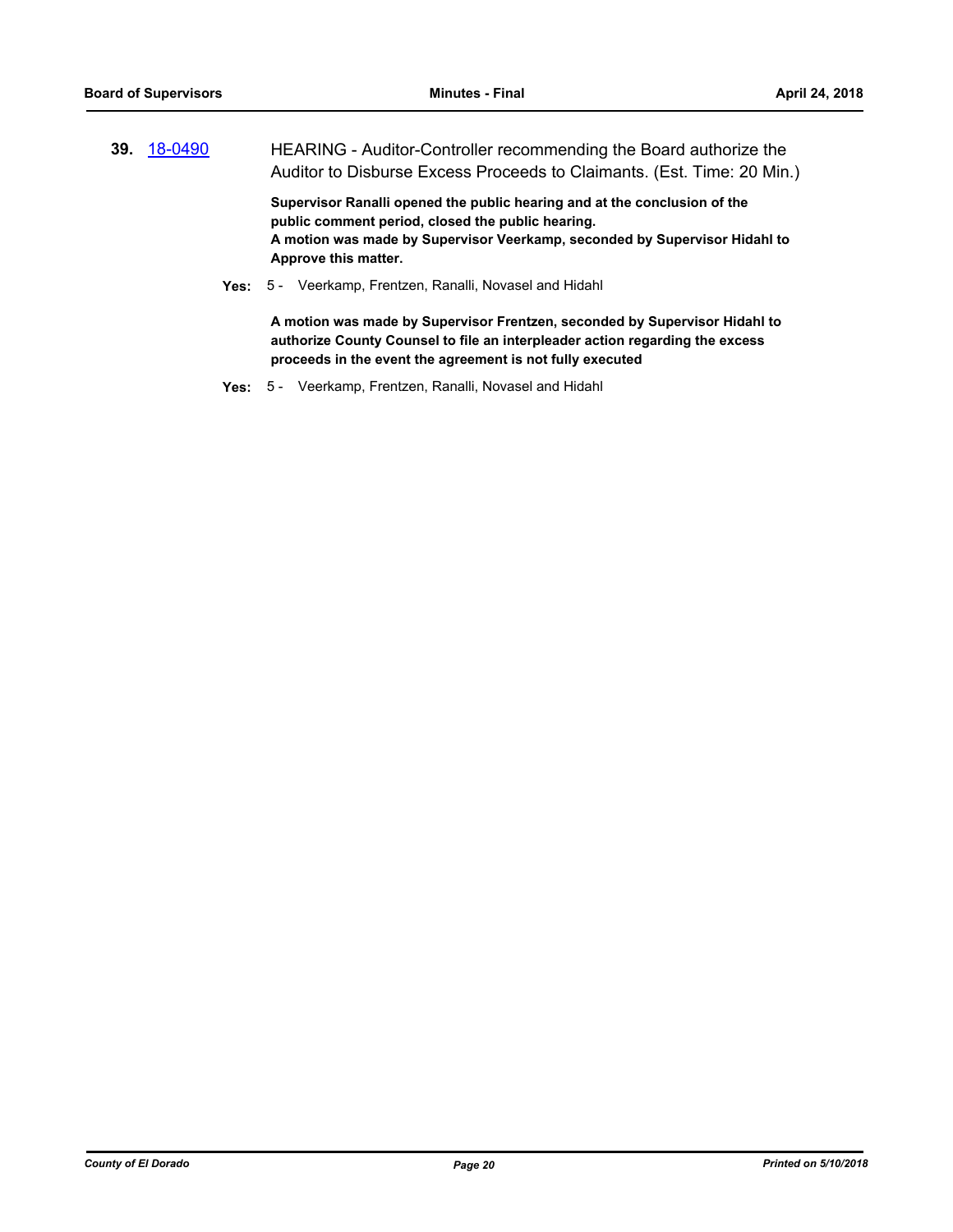**39.** [18-0490](18-0490)

HEARING - Auditor-Controller recommending the Board authorize the Auditor to Disburse Excess Proceeds to Claimants. (Est. Time: 20 Min.)

**Supervisor Ranalli opened the public hearing and at the conclusion of the public comment period, closed the public hearing.**
**A motion was made by Supervisor Veerkamp, seconded by Supervisor Hidahl to Approve this matter.**

**Yes:** 5 - Veerkamp, Frentzen, Ranalli, Novasel and Hidahl

**A motion was made by Supervisor Frentzen, seconded by Supervisor Hidahl to authorize County Counsel to file an interpleader action regarding the excess proceeds in the event the agreement is not fully executed**

**Yes:** 5 - Veerkamp, Frentzen, Ranalli, Novasel and Hidahl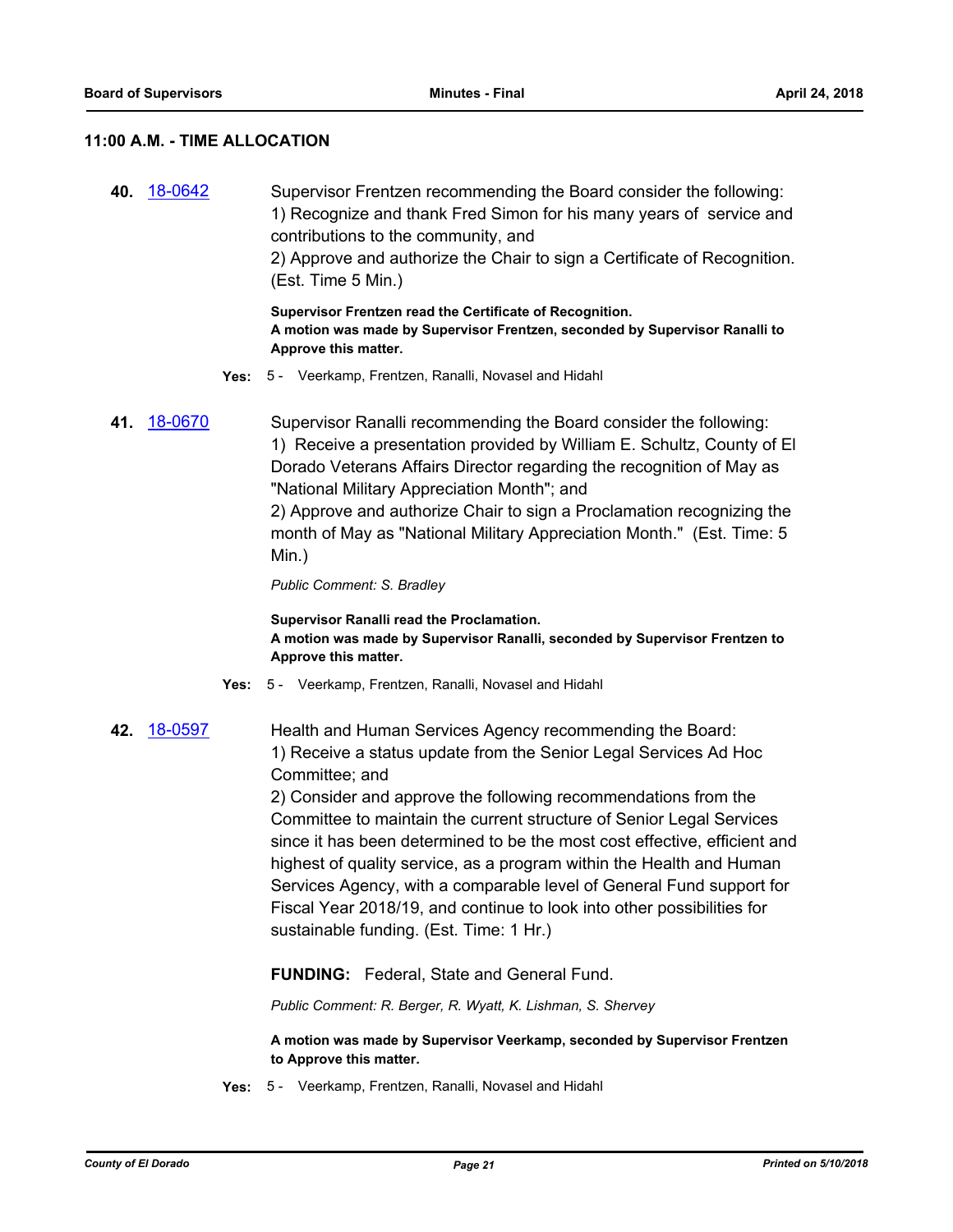## 11:00 A.M. - TIME ALLOCATION

**40.** 18-0642

Supervisor Frentzen recommending the Board consider the following:
1) Recognize and thank Fred Simon for his many years of service and contributions to the community, and
2) Approve and authorize the Chair to sign a Certificate of Recognition. (Est. Time 5 Min.)

**Supervisor Frentzen read the Certificate of Recognition.**
**A motion was made by Supervisor Frentzen, seconded by Supervisor Ranalli to Approve this matter.**

**Yes:** 5 - Veerkamp, Frentzen, Ranalli, Novasel and Hidahl

**41.** 18-0670

Supervisor Ranalli recommending the Board consider the following:
1) Receive a presentation provided by William E. Schultz, County of El Dorado Veterans Affairs Director regarding the recognition of May as "National Military Appreciation Month"; and
2) Approve and authorize Chair to sign a Proclamation recognizing the month of May as "National Military Appreciation Month." (Est. Time: 5 Min.)

*Public Comment: S. Bradley*

**Supervisor Ranalli read the Proclamation.**
**A motion was made by Supervisor Ranalli, seconded by Supervisor Frentzen to Approve this matter.**

**Yes:** 5 - Veerkamp, Frentzen, Ranalli, Novasel and Hidahl

**42.** 18-0597

Health and Human Services Agency recommending the Board:
1) Receive a status update from the Senior Legal Services Ad Hoc Committee; and
2) Consider and approve the following recommendations from the Committee to maintain the current structure of Senior Legal Services since it has been determined to be the most cost effective, efficient and highest of quality service, as a program within the Health and Human Services Agency, with a comparable level of General Fund support for Fiscal Year 2018/19, and continue to look into other possibilities for sustainable funding. (Est. Time: 1 Hr.)

**FUNDING:** Federal, State and General Fund.

*Public Comment: R. Berger, R. Wyatt, K. Lishman, S. Shervey*

**A motion was made by Supervisor Veerkamp, seconded by Supervisor Frentzen to Approve this matter.**

**Yes:** 5 - Veerkamp, Frentzen, Ranalli, Novasel and Hidahl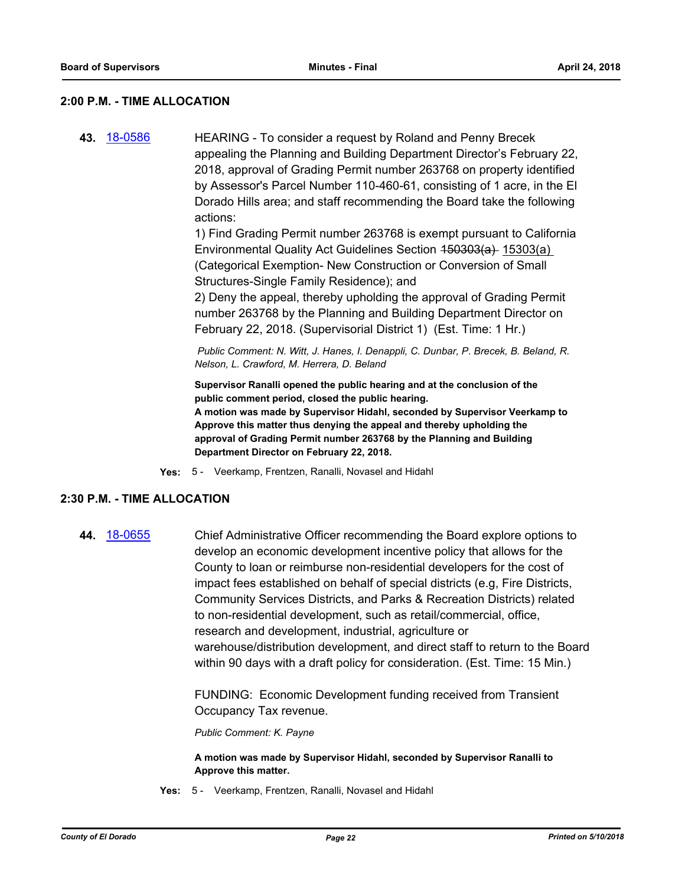## 2:00 P.M. - TIME ALLOCATION

**43.** 18-0586 HEARING - To consider a request by Roland and Penny Brecek appealing the Planning and Building Department Director's February 22, 2018, approval of Grading Permit number 263768 on property identified by Assessor's Parcel Number 110-460-61, consisting of 1 acre, in the El Dorado Hills area; and staff recommending the Board take the following actions:

1) Find Grading Permit number 263768 is exempt pursuant to California Environmental Quality Act Guidelines Section ~~150303(a)~~ 15303(a) (Categorical Exemption- New Construction or Conversion of Small Structures-Single Family Residence); and

2) Deny the appeal, thereby upholding the approval of Grading Permit number 263768 by the Planning and Building Department Director on February 22, 2018. (Supervisorial District 1) (Est. Time: 1 Hr.)

*Public Comment: N. Witt, J. Hanes, I. Denappli, C. Dunbar, P. Brecek, B. Beland, R. Nelson, L. Crawford, M. Herrera, D. Beland*

**Supervisor Ranalli opened the public hearing and at the conclusion of the public comment period, closed the public hearing.**

**A motion was made by Supervisor Hidahl, seconded by Supervisor Veerkamp to Approve this matter thus denying the appeal and thereby upholding the approval of Grading Permit number 263768 by the Planning and Building Department Director on February 22, 2018.**

**Yes:** 5 - Veerkamp, Frentzen, Ranalli, Novasel and Hidahl

## 2:30 P.M. - TIME ALLOCATION

**44.** 18-0655 Chief Administrative Officer recommending the Board explore options to develop an economic development incentive policy that allows for the County to loan or reimburse non-residential developers for the cost of impact fees established on behalf of special districts (e.g, Fire Districts, Community Services Districts, and Parks & Recreation Districts) related to non-residential development, such as retail/commercial, office, research and development, industrial, agriculture or warehouse/distribution development, and direct staff to return to the Board within 90 days with a draft policy for consideration. (Est. Time: 15 Min.)

FUNDING: Economic Development funding received from Transient Occupancy Tax revenue.

*Public Comment: K. Payne*

**A motion was made by Supervisor Hidahl, seconded by Supervisor Ranalli to Approve this matter.**

**Yes:** 5 - Veerkamp, Frentzen, Ranalli, Novasel and Hidahl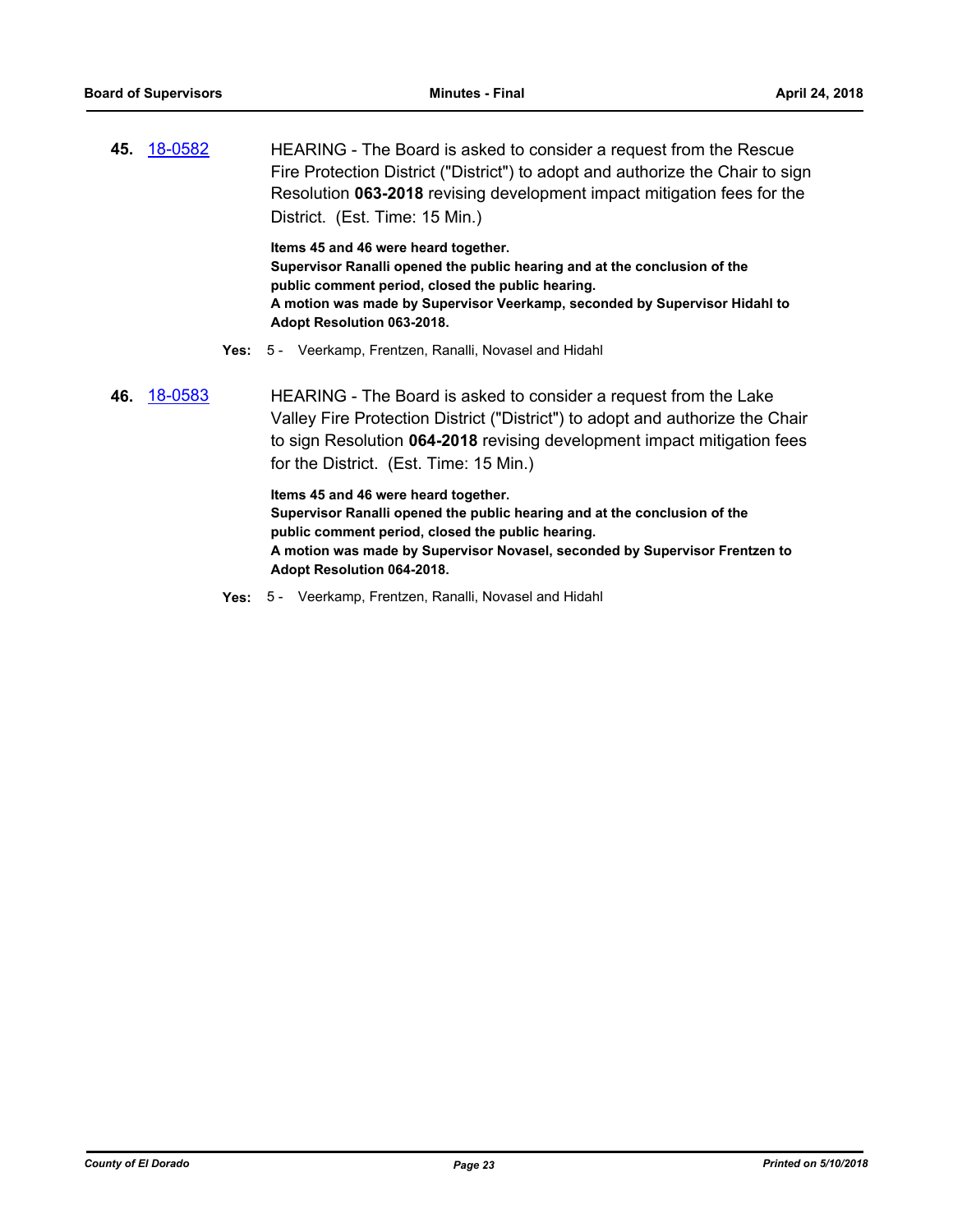**45.** 18-0582

HEARING - The Board is asked to consider a request from the Rescue Fire Protection District ("District") to adopt and authorize the Chair to sign Resolution **063-2018** revising development impact mitigation fees for the District. (Est. Time: 15 Min.)

**Items 45 and 46 were heard together.**
**Supervisor Ranalli opened the public hearing and at the conclusion of the public comment period, closed the public hearing.**
**A motion was made by Supervisor Veerkamp, seconded by Supervisor Hidahl to Adopt Resolution 063-2018.**

**Yes:** 5 - Veerkamp, Frentzen, Ranalli, Novasel and Hidahl

**46.** 18-0583

HEARING - The Board is asked to consider a request from the Lake Valley Fire Protection District ("District") to adopt and authorize the Chair to sign Resolution **064-2018** revising development impact mitigation fees for the District. (Est. Time: 15 Min.)

**Items 45 and 46 were heard together.**
**Supervisor Ranalli opened the public hearing and at the conclusion of the public comment period, closed the public hearing.**
**A motion was made by Supervisor Novasel, seconded by Supervisor Frentzen to Adopt Resolution 064-2018.**

**Yes:** 5 - Veerkamp, Frentzen, Ranalli, Novasel and Hidahl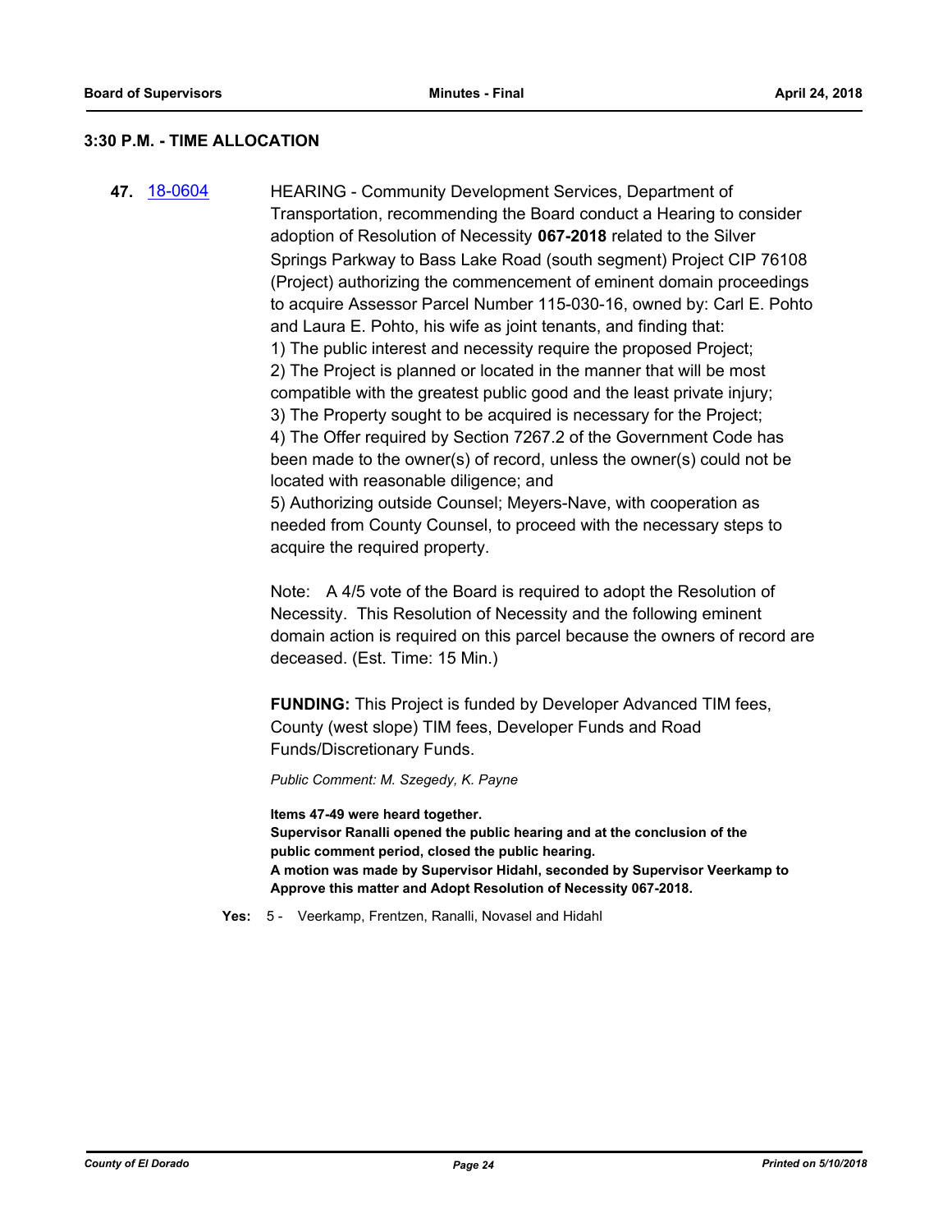### 3:30 P.M. - TIME ALLOCATION

**47.** [18-0604](18-0604)

HEARING - Community Development Services, Department of Transportation, recommending the Board conduct a Hearing to consider adoption of Resolution of Necessity **067-2018** related to the Silver Springs Parkway to Bass Lake Road (south segment) Project CIP 76108 (Project) authorizing the commencement of eminent domain proceedings to acquire Assessor Parcel Number 115-030-16, owned by: Carl E. Pohto and Laura E. Pohto, his wife as joint tenants, and finding that:

1) The public interest and necessity require the proposed Project;
2) The Project is planned or located in the manner that will be most compatible with the greatest public good and the least private injury;
3) The Property sought to be acquired is necessary for the Project;
4) The Offer required by Section 7267.2 of the Government Code has been made to the owner(s) of record, unless the owner(s) could not be located with reasonable diligence; and
5) Authorizing outside Counsel; Meyers-Nave, with cooperation as needed from County Counsel, to proceed with the necessary steps to acquire the required property.

Note: A 4/5 vote of the Board is required to adopt the Resolution of Necessity. This Resolution of Necessity and the following eminent domain action is required on this parcel because the owners of record are deceased. (Est. Time: 15 Min.)

**FUNDING:** This Project is funded by Developer Advanced TIM fees, County (west slope) TIM fees, Developer Funds and Road Funds/Discretionary Funds.

*Public Comment: M. Szegedy, K. Payne*

**Items 47-49 were heard together.**
**Supervisor Ranalli opened the public hearing and at the conclusion of the public comment period, closed the public hearing.**
**A motion was made by Supervisor Hidahl, seconded by Supervisor Veerkamp to Approve this matter and Adopt Resolution of Necessity 067-2018.**

**Yes:** 5 - Veerkamp, Frentzen, Ranalli, Novasel and Hidahl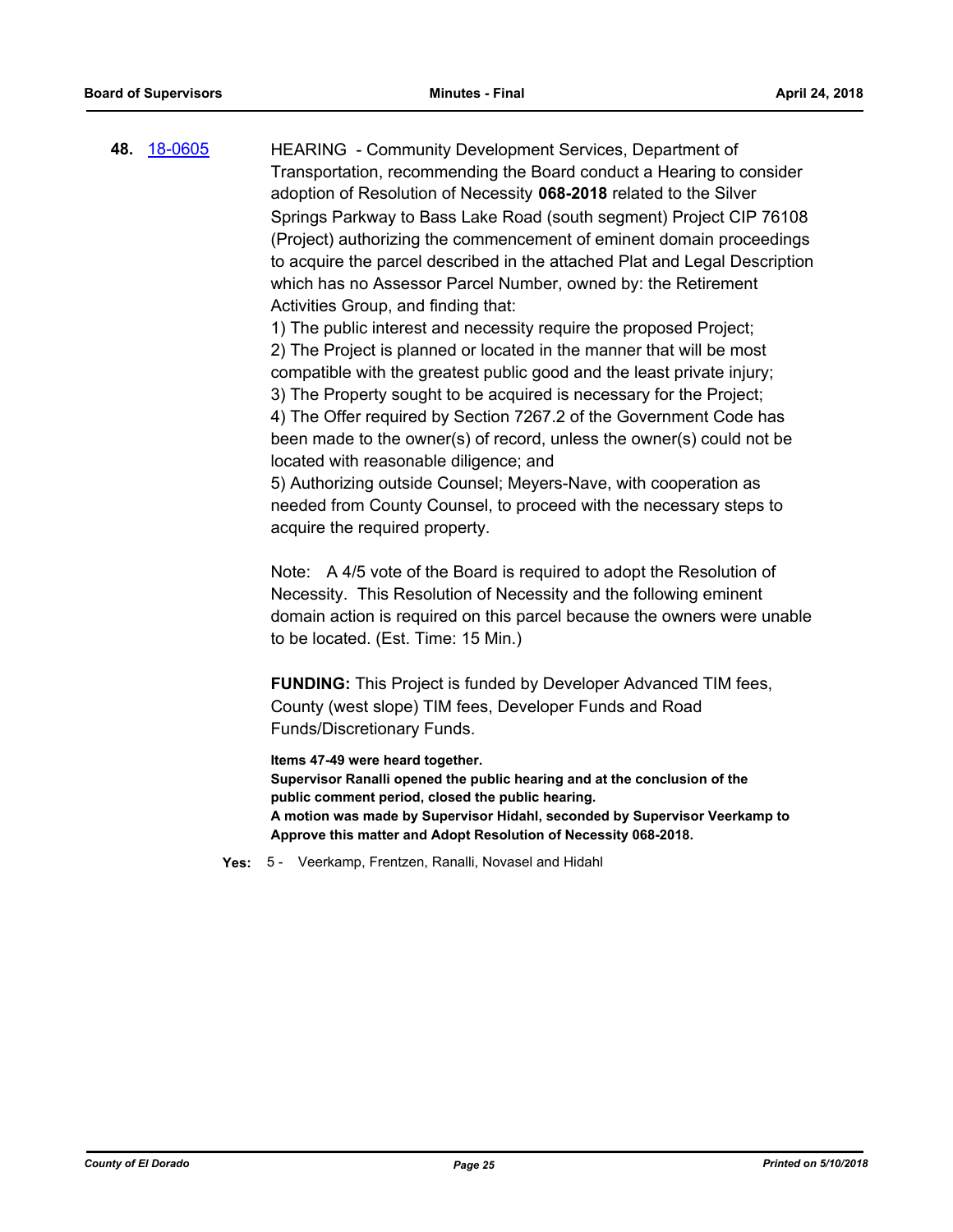**48.** 18-0605

HEARING - Community Development Services, Department of Transportation, recommending the Board conduct a Hearing to consider adoption of Resolution of Necessity **068-2018** related to the Silver Springs Parkway to Bass Lake Road (south segment) Project CIP 76108 (Project) authorizing the commencement of eminent domain proceedings to acquire the parcel described in the attached Plat and Legal Description which has no Assessor Parcel Number, owned by: the Retirement Activities Group, and finding that:

1) The public interest and necessity require the proposed Project;
2) The Project is planned or located in the manner that will be most compatible with the greatest public good and the least private injury;
3) The Property sought to be acquired is necessary for the Project;
4) The Offer required by Section 7267.2 of the Government Code has been made to the owner(s) of record, unless the owner(s) could not be located with reasonable diligence; and
5) Authorizing outside Counsel; Meyers-Nave, with cooperation as needed from County Counsel, to proceed with the necessary steps to acquire the required property.

Note: A 4/5 vote of the Board is required to adopt the Resolution of Necessity. This Resolution of Necessity and the following eminent domain action is required on this parcel because the owners were unable to be located. (Est. Time: 15 Min.)

**FUNDING:** This Project is funded by Developer Advanced TIM fees, County (west slope) TIM fees, Developer Funds and Road Funds/Discretionary Funds.

**Items 47-49 were heard together.**
**Supervisor Ranalli opened the public hearing and at the conclusion of the public comment period, closed the public hearing.**
**A motion was made by Supervisor Hidahl, seconded by Supervisor Veerkamp to Approve this matter and Adopt Resolution of Necessity 068-2018.**

**Yes:** 5 - Veerkamp, Frentzen, Ranalli, Novasel and Hidahl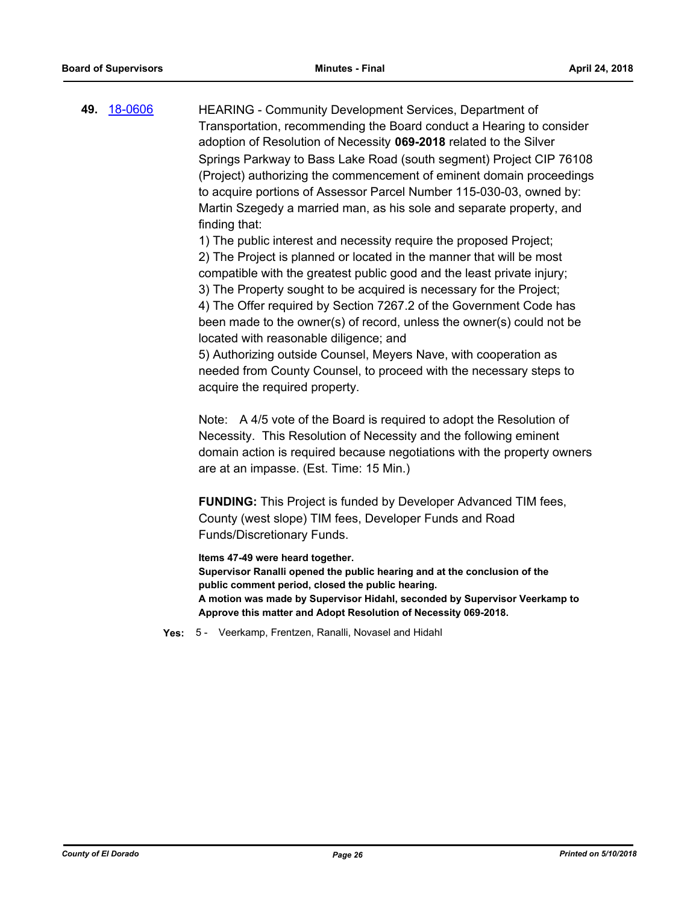**49.** 18-0606

HEARING - Community Development Services, Department of Transportation, recommending the Board conduct a Hearing to consider adoption of Resolution of Necessity **069-2018** related to the Silver Springs Parkway to Bass Lake Road (south segment) Project CIP 76108 (Project) authorizing the commencement of eminent domain proceedings to acquire portions of Assessor Parcel Number 115-030-03, owned by: Martin Szegedy a married man, as his sole and separate property, and finding that:

1) The public interest and necessity require the proposed Project;
2) The Project is planned or located in the manner that will be most compatible with the greatest public good and the least private injury;
3) The Property sought to be acquired is necessary for the Project;
4) The Offer required by Section 7267.2 of the Government Code has been made to the owner(s) of record, unless the owner(s) could not be located with reasonable diligence; and
5) Authorizing outside Counsel, Meyers Nave, with cooperation as needed from County Counsel, to proceed with the necessary steps to acquire the required property.

Note: A 4/5 vote of the Board is required to adopt the Resolution of Necessity. This Resolution of Necessity and the following eminent domain action is required because negotiations with the property owners are at an impasse. (Est. Time: 15 Min.)

**FUNDING:** This Project is funded by Developer Advanced TIM fees, County (west slope) TIM fees, Developer Funds and Road Funds/Discretionary Funds.

**Items 47-49 were heard together.**
**Supervisor Ranalli opened the public hearing and at the conclusion of the public comment period, closed the public hearing.**
**A motion was made by Supervisor Hidahl, seconded by Supervisor Veerkamp to Approve this matter and Adopt Resolution of Necessity 069-2018.**

**Yes:** 5 - Veerkamp, Frentzen, Ranalli, Novasel and Hidahl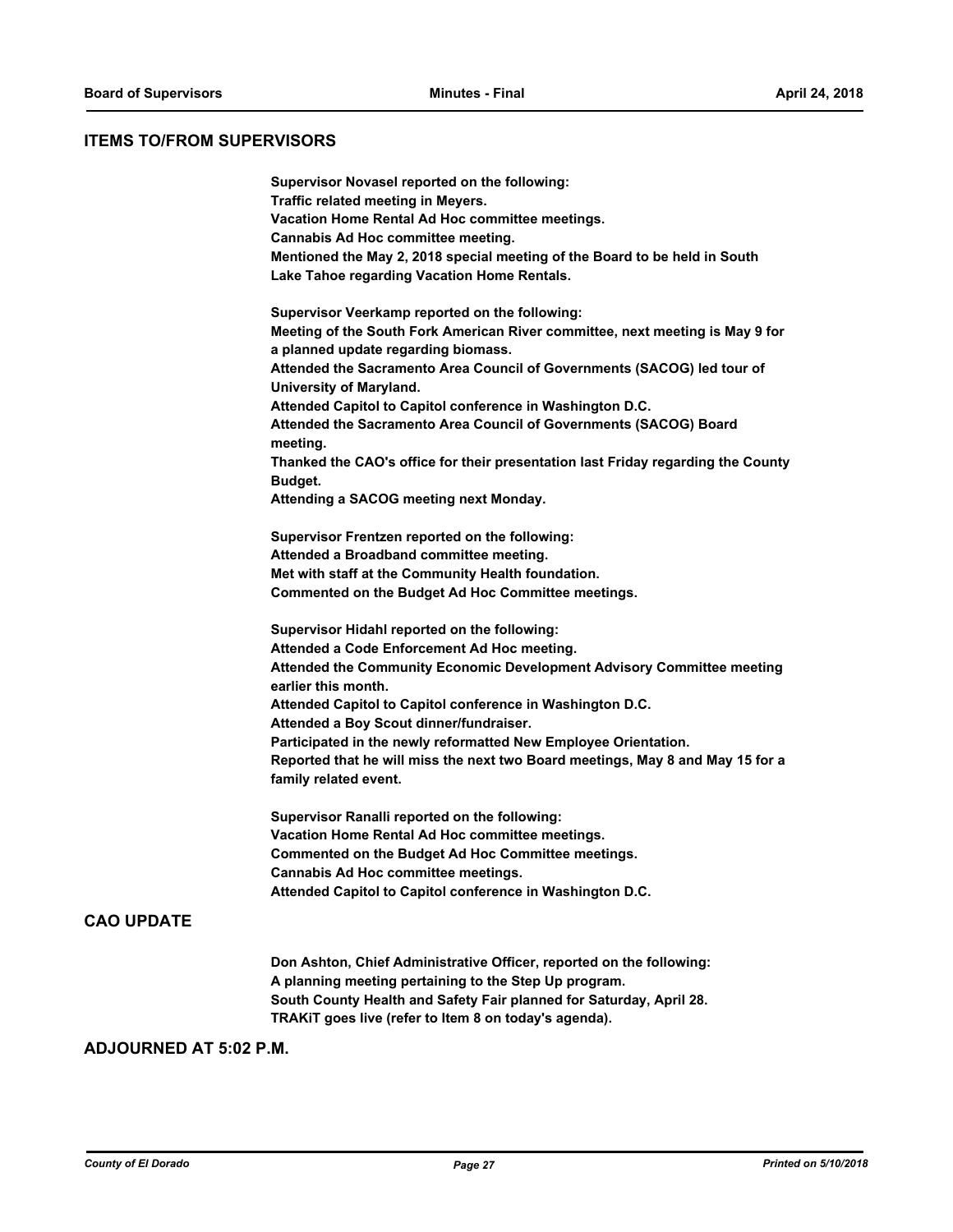## ITEMS TO/FROM SUPERVISORS

**Supervisor Novasel reported on the following:**
**Traffic related meeting in Meyers.**
**Vacation Home Rental Ad Hoc committee meetings.**
**Cannabis Ad Hoc committee meeting.**
**Mentioned the May 2, 2018 special meeting of the Board to be held in South Lake Tahoe regarding Vacation Home Rentals.**

**Supervisor Veerkamp reported on the following:**
**Meeting of the South Fork American River committee, next meeting is May 9 for a planned update regarding biomass.**
**Attended the Sacramento Area Council of Governments (SACOG) led tour of University of Maryland.**
**Attended Capitol to Capitol conference in Washington D.C.**
**Attended the Sacramento Area Council of Governments (SACOG) Board meeting.**
**Thanked the CAO's office for their presentation last Friday regarding the County Budget.**
**Attending a SACOG meeting next Monday.**

**Supervisor Frentzen reported on the following:**
**Attended a Broadband committee meeting.**
**Met with staff at the Community Health foundation.**
**Commented on the Budget Ad Hoc Committee meetings.**

**Supervisor Hidahl reported on the following:**
**Attended a Code Enforcement Ad Hoc meeting.**
**Attended the Community Economic Development Advisory Committee meeting earlier this month.**
**Attended Capitol to Capitol conference in Washington D.C.**
**Attended a Boy Scout dinner/fundraiser.**
**Participated in the newly reformatted New Employee Orientation.**
**Reported that he will miss the next two Board meetings, May 8 and May 15 for a family related event.**

**Supervisor Ranalli reported on the following:**
**Vacation Home Rental Ad Hoc committee meetings.**
**Commented on the Budget Ad Hoc Committee meetings.**
**Cannabis Ad Hoc committee meetings.**
**Attended Capitol to Capitol conference in Washington D.C.**

## CAO UPDATE

**Don Ashton, Chief Administrative Officer, reported on the following:**
**A planning meeting pertaining to the Step Up program.**
**South County Health and Safety Fair planned for Saturday, April 28.**
**TRAKiT goes live (refer to Item 8 on today's agenda).**

## ADJOURNED AT 5:02 P.M.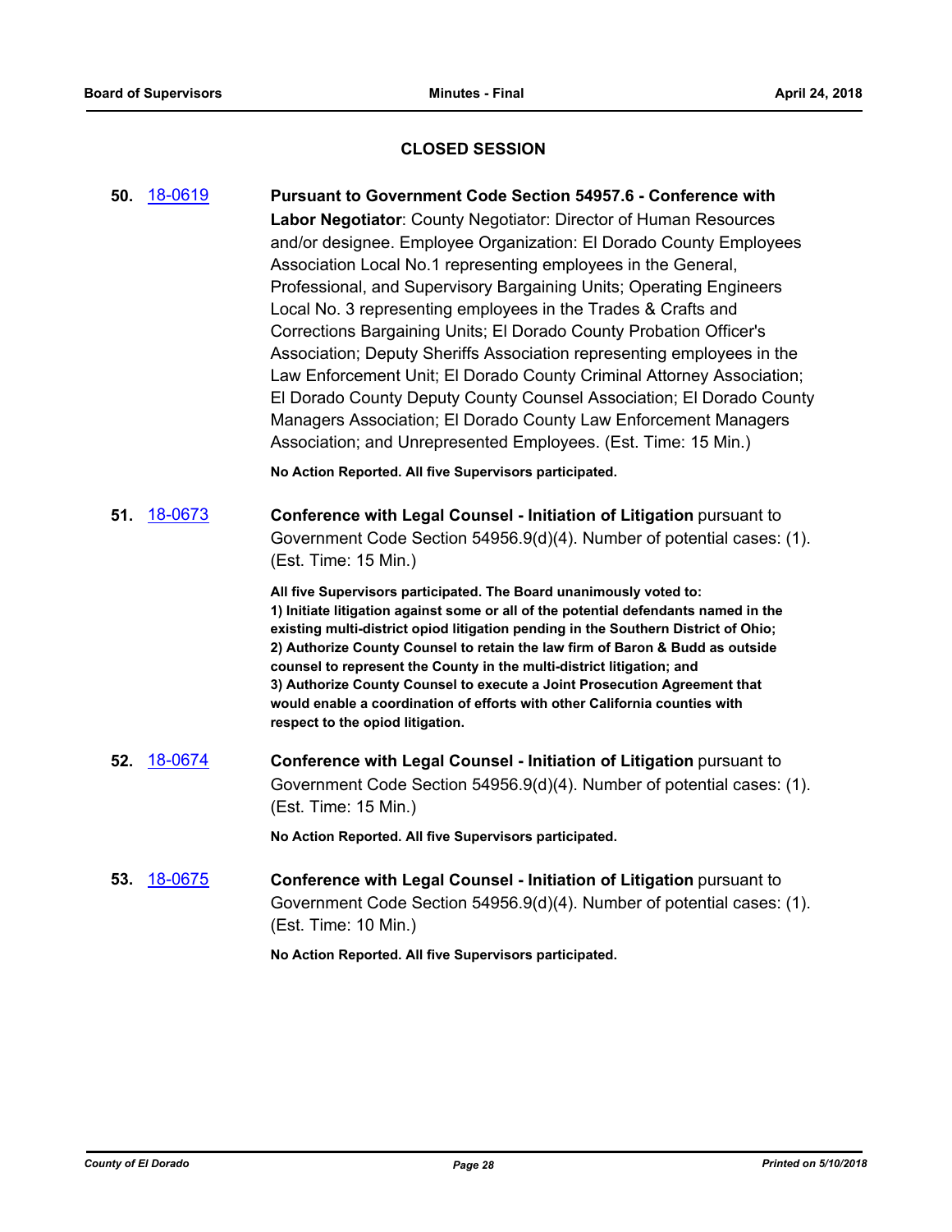## CLOSED SESSION

**50.** 18-0619 **Pursuant to Government Code Section 54957.6 - Conference with Labor Negotiator**: County Negotiator: Director of Human Resources and/or designee. Employee Organization: El Dorado County Employees Association Local No.1 representing employees in the General, Professional, and Supervisory Bargaining Units; Operating Engineers Local No. 3 representing employees in the Trades & Crafts and Corrections Bargaining Units; El Dorado County Probation Officer's Association; Deputy Sheriffs Association representing employees in the Law Enforcement Unit; El Dorado County Criminal Attorney Association; El Dorado County Deputy County Counsel Association; El Dorado County Managers Association; El Dorado County Law Enforcement Managers Association; and Unrepresented Employees. (Est. Time: 15 Min.)

**No Action Reported. All five Supervisors participated.**

**51.** 18-0673 **Conference with Legal Counsel - Initiation of Litigation** pursuant to Government Code Section 54956.9(d)(4). Number of potential cases: (1). (Est. Time: 15 Min.)

**All five Supervisors participated. The Board unanimously voted to:**
**1) Initiate litigation against some or all of the potential defendants named in the existing multi-district opiod litigation pending in the Southern District of Ohio;**
**2) Authorize County Counsel to retain the law firm of Baron & Budd as outside counsel to represent the County in the multi-district litigation; and**
**3) Authorize County Counsel to execute a Joint Prosecution Agreement that would enable a coordination of efforts with other California counties with respect to the opiod litigation.**

**52.** 18-0674 **Conference with Legal Counsel - Initiation of Litigation** pursuant to Government Code Section 54956.9(d)(4). Number of potential cases: (1). (Est. Time: 15 Min.)

**No Action Reported. All five Supervisors participated.**

**53.** 18-0675 **Conference with Legal Counsel - Initiation of Litigation** pursuant to Government Code Section 54956.9(d)(4). Number of potential cases: (1). (Est. Time: 10 Min.)

**No Action Reported. All five Supervisors participated.**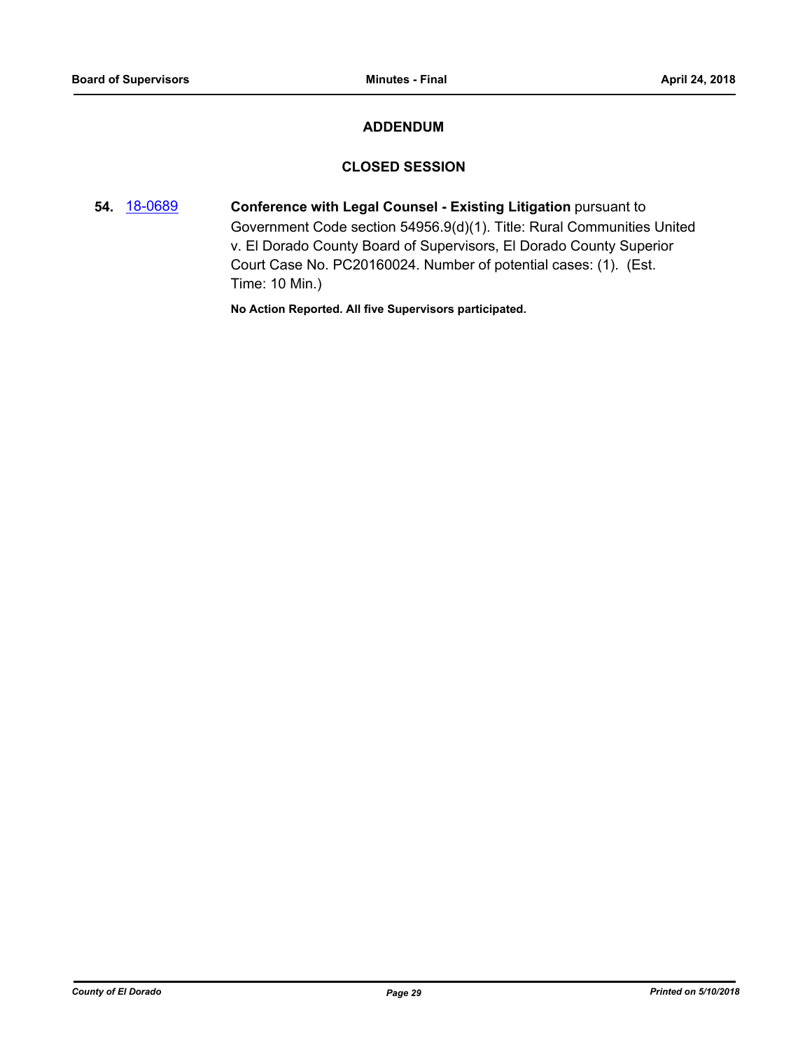## ADDENDUM

## CLOSED SESSION

**54.** 18-0689 **Conference with Legal Counsel - Existing Litigation** pursuant to Government Code section 54956.9(d)(1). Title: Rural Communities United v. El Dorado County Board of Supervisors, El Dorado County Superior Court Case No. PC20160024. Number of potential cases: (1). (Est. Time: 10 Min.)

**No Action Reported. All five Supervisors participated.**